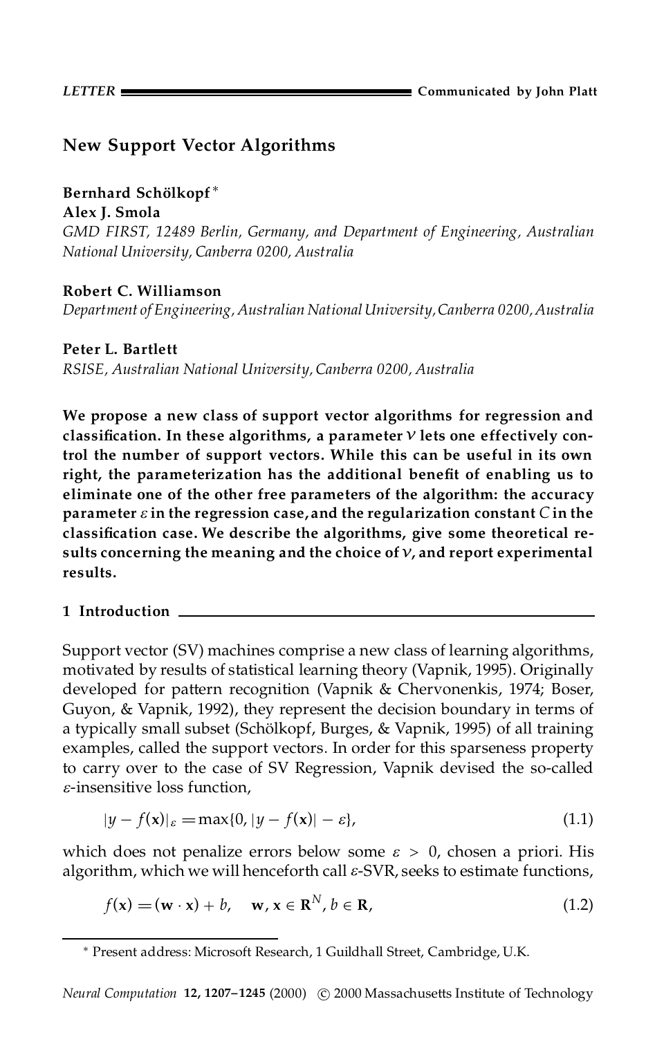LETTER — Communicated by John Platt

# New Support Vector Algorithms

**Bernhard Schölkopf**\*
**Alex J. Smola**
*GMD FIRST, 12489 Berlin, Germany, and Department of Engineering, Australian National University, Canberra 0200, Australia*

**Robert C. Williamson**
*Department of Engineering, Australian National University, Canberra 0200, Australia*

**Peter L. Bartlett**
*RSISE, Australian National University, Canberra 0200, Australia*

**We propose a new class of support vector algorithms for regression and classification. In these algorithms, a parameter $\nu$ lets one effectively control the number of support vectors. While this can be useful in its own right, the parameterization has the additional benefit of enabling us to eliminate one of the other free parameters of the algorithm: the accuracy parameter $\varepsilon$ in the regression case, and the regularization constant $C$ in the classification case. We describe the algorithms, give some theoretical results concerning the meaning and the choice of $\nu$, and report experimental results.**

## 1 Introduction

Support vector (SV) machines comprise a new class of learning algorithms, motivated by results of statistical learning theory (Vapnik, 1995). Originally developed for pattern recognition (Vapnik & Chervonenkis, 1974; Boser, Guyon, & Vapnik, 1992), they represent the decision boundary in terms of a typically small subset (Schölkopf, Burges, & Vapnik, 1995) of all training examples, called the support vectors. In order for this sparseness property to carry over to the case of SV Regression, Vapnik devised the so-called $\varepsilon$-insensitive loss function,

$$|y - f(\mathbf{x})|_\varepsilon = \max\{0, |y - f(\mathbf{x})| - \varepsilon\}, \tag{1.1}$$

which does not penalize errors below some $\varepsilon > 0$, chosen a priori. His algorithm, which we will henceforth call $\varepsilon$-SVR, seeks to estimate functions,

$$f(\mathbf{x}) = (\mathbf{w} \cdot \mathbf{x}) + b, \quad \mathbf{w}, \mathbf{x} \in \mathbf{R}^N, b \in \mathbf{R}, \tag{1.2}$$

\* Present address: Microsoft Research, 1 Guildhall Street, Cambridge, U.K.

*Neural Computation* **12, 1207–1245** (2000) © 2000 Massachusetts Institute of Technology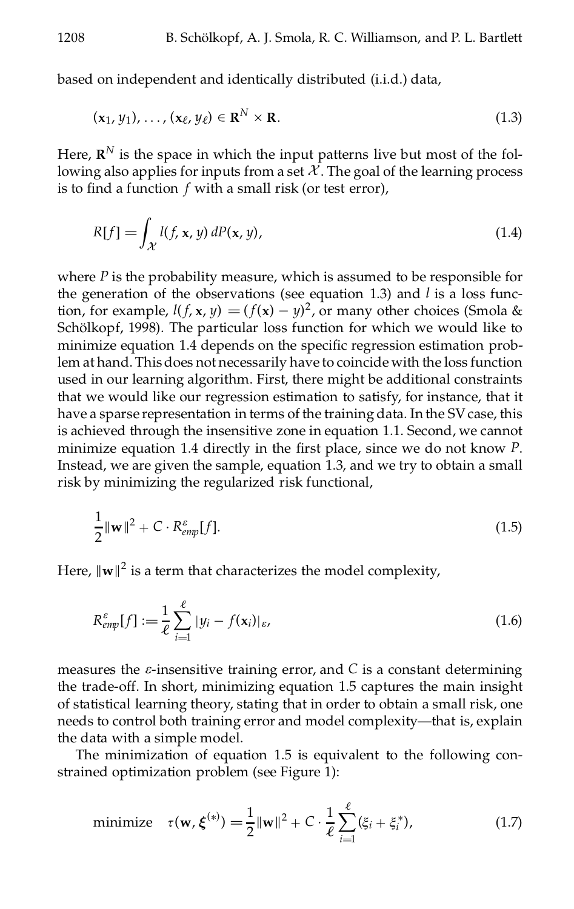based on independent and identically distributed (i.i.d.) data,

$$(\mathbf{x}_1, y_1), \ldots, (\mathbf{x}_\ell, y_\ell) \in \mathbf{R}^N \times \mathbf{R}. \tag{1.3}$$

Here, $\mathbf{R}^N$ is the space in which the input patterns live but most of the following also applies for inputs from a set $\mathcal{X}$. The goal of the learning process is to find a function $f$ with a small risk (or test error),

$$R[f] = \int_{\mathcal{X}} l(f, \mathbf{x}, y)\, dP(\mathbf{x}, y), \tag{1.4}$$

where $P$ is the probability measure, which is assumed to be responsible for the generation of the observations (see equation 1.3) and $l$ is a loss function, for example, $l(f, \mathbf{x}, y) = (f(\mathbf{x}) - y)^2$, or many other choices (Smola & Schölkopf, 1998). The particular loss function for which we would like to minimize equation 1.4 depends on the specific regression estimation problem at hand. This does not necessarily have to coincide with the loss function used in our learning algorithm. First, there might be additional constraints that we would like our regression estimation to satisfy, for instance, that it have a sparse representation in terms of the training data. In the SV case, this is achieved through the insensitive zone in equation 1.1. Second, we cannot minimize equation 1.4 directly in the first place, since we do not know $P$. Instead, we are given the sample, equation 1.3, and we try to obtain a small risk by minimizing the regularized risk functional,

$$\frac{1}{2}\|\mathbf{w}\|^2 + C \cdot R^{\varepsilon}_{emp}[f]. \tag{1.5}$$

Here, $\|\mathbf{w}\|^2$ is a term that characterizes the model complexity,

$$R^{\varepsilon}_{emp}[f] := \frac{1}{\ell}\sum_{i=1}^{\ell} |y_i - f(\mathbf{x}_i)|_{\varepsilon}, \tag{1.6}$$

measures the $\varepsilon$-insensitive training error, and $C$ is a constant determining the trade-off. In short, minimizing equation 1.5 captures the main insight of statistical learning theory, stating that in order to obtain a small risk, one needs to control both training error and model complexity—that is, explain the data with a simple model.

The minimization of equation 1.5 is equivalent to the following constrained optimization problem (see Figure 1):

$$\text{minimize} \quad \tau(\mathbf{w}, \boldsymbol{\xi}^{(*)}) = \frac{1}{2}\|\mathbf{w}\|^2 + C \cdot \frac{1}{\ell}\sum_{i=1}^{\ell}(\xi_i + \xi_i^*), \tag{1.7}$$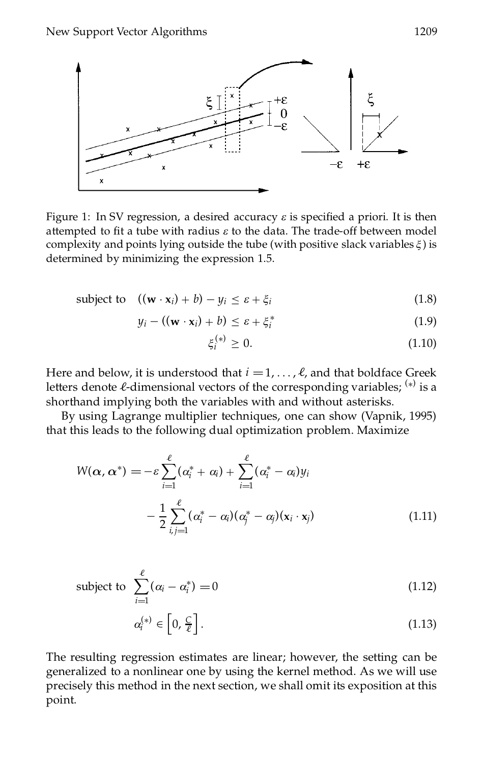Figure 1: In SV regression, a desired accuracy $\varepsilon$ is specified a priori. It is then attempted to fit a tube with radius $\varepsilon$ to the data. The trade-off between model complexity and points lying outside the tube (with positive slack variables $\xi$) is determined by minimizing the expression 1.5.

$$\text{subject to} \quad ((\mathbf{w} \cdot \mathbf{x}_i) + b) - y_i \leq \varepsilon + \xi_i \tag{1.8}$$

$$y_i - ((\mathbf{w} \cdot \mathbf{x}_i) + b) \leq \varepsilon + \xi_i^* \tag{1.9}$$

$$\xi_i^{(*)} \geq 0. \tag{1.10}$$

Here and below, it is understood that $i = 1, \ldots, \ell$, and that boldface Greek letters denote $\ell$-dimensional vectors of the corresponding variables; $^{(*)}$ is a shorthand implying both the variables with and without asterisks.

By using Lagrange multiplier techniques, one can show (Vapnik, 1995) that this leads to the following dual optimization problem. Maximize

$$W(\boldsymbol{\alpha}, \boldsymbol{\alpha}^*) = -\varepsilon \sum_{i=1}^{\ell} (\alpha_i^* + \alpha_i) + \sum_{i=1}^{\ell} (\alpha_i^* - \alpha_i) y_i - \frac{1}{2} \sum_{i,j=1}^{\ell} (\alpha_i^* - \alpha_i)(\alpha_j^* - \alpha_j)(\mathbf{x}_i \cdot \mathbf{x}_j) \tag{1.11}$$

$$\text{subject to} \quad \sum_{i=1}^{\ell} (\alpha_i - \alpha_i^*) = 0 \tag{1.12}$$

$$\alpha_i^{(*)} \in \left[0, \tfrac{C}{\ell}\right]. \tag{1.13}$$

The resulting regression estimates are linear; however, the setting can be generalized to a nonlinear one by using the kernel method. As we will use precisely this method in the next section, we shall omit its exposition at this point.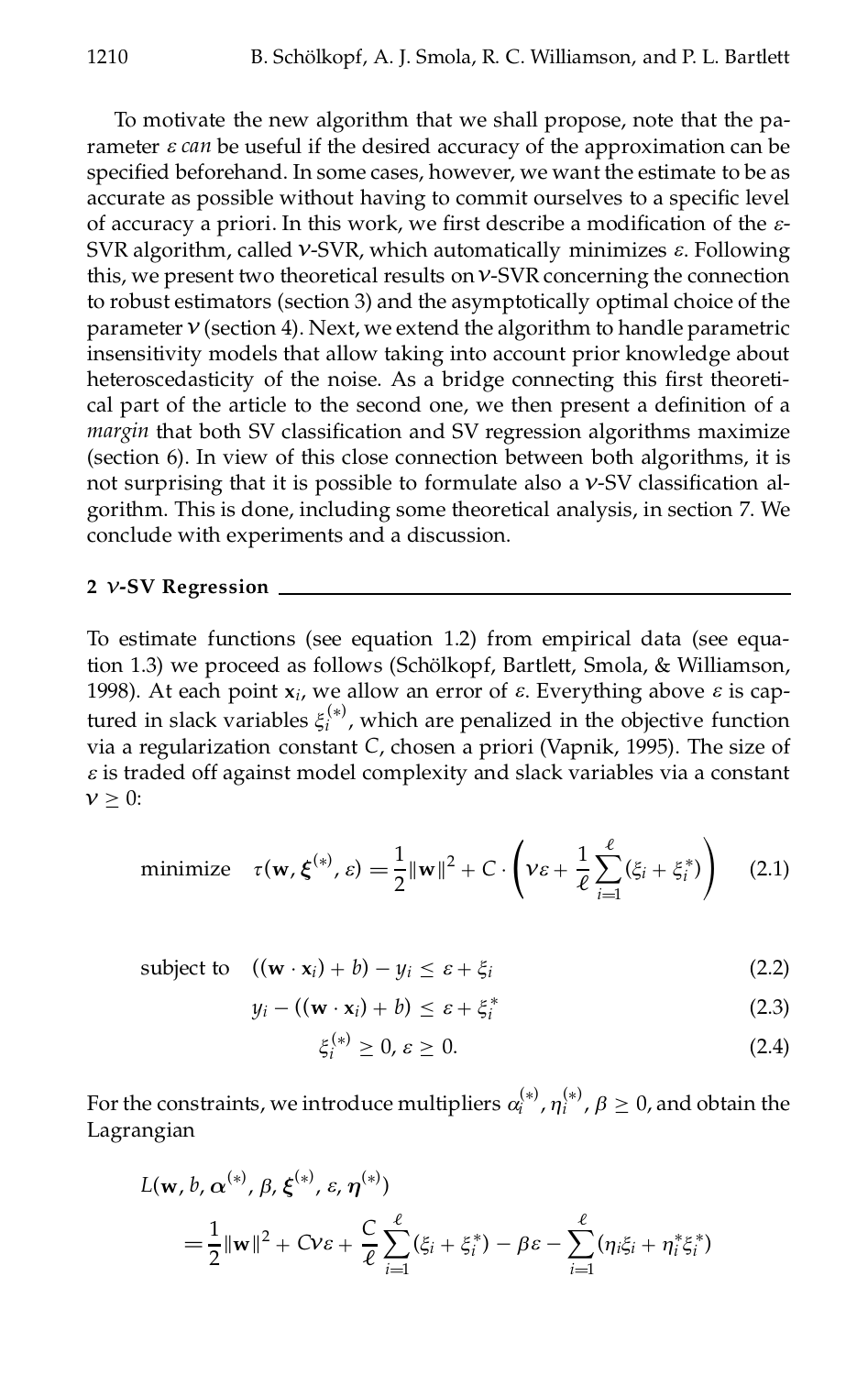To motivate the new algorithm that we shall propose, note that the parameter $\varepsilon$ *can* be useful if the desired accuracy of the approximation can be specified beforehand. In some cases, however, we want the estimate to be as accurate as possible without having to commit ourselves to a specific level of accuracy a priori. In this work, we first describe a modification of the $\varepsilon$-SVR algorithm, called $\nu$-SVR, which automatically minimizes $\varepsilon$. Following this, we present two theoretical results on $\nu$-SVR concerning the connection to robust estimators (section 3) and the asymptotically optimal choice of the parameter $\nu$ (section 4). Next, we extend the algorithm to handle parametric insensitivity models that allow taking into account prior knowledge about heteroscedasticity of the noise. As a bridge connecting this first theoretical part of the article to the second one, we then present a definition of a *margin* that both SV classification and SV regression algorithms maximize (section 6). In view of this close connection between both algorithms, it is not surprising that it is possible to formulate also a $\nu$-SV classification algorithm. This is done, including some theoretical analysis, in section 7. We conclude with experiments and a discussion.

## 2 $\nu$-SV Regression

To estimate functions (see equation 1.2) from empirical data (see equation 1.3) we proceed as follows (Schölkopf, Bartlett, Smola, & Williamson, 1998). At each point $\mathbf{x}_i$, we allow an error of $\varepsilon$. Everything above $\varepsilon$ is captured in slack variables $\xi_i^{(*)}$, which are penalized in the objective function via a regularization constant $C$, chosen a priori (Vapnik, 1995). The size of $\varepsilon$ is traded off against model complexity and slack variables via a constant $\nu \geq 0$:

$$\text{minimize} \quad \tau(\mathbf{w}, \boldsymbol{\xi}^{(*)}, \varepsilon) = \frac{1}{2}\|\mathbf{w}\|^2 + C \cdot \left(\nu\varepsilon + \frac{1}{\ell}\sum_{i=1}^{\ell}(\xi_i + \xi_i^*)\right) \tag{2.1}$$

$$\text{subject to} \quad ((\mathbf{w} \cdot \mathbf{x}_i) + b) - y_i \leq \varepsilon + \xi_i \tag{2.2}$$

$$y_i - ((\mathbf{w} \cdot \mathbf{x}_i) + b) \leq \varepsilon + \xi_i^* \tag{2.3}$$

$$\xi_i^{(*)} \geq 0, \ \varepsilon \geq 0. \tag{2.4}$$

For the constraints, we introduce multipliers $\alpha_i^{(*)}, \eta_i^{(*)}, \beta \geq 0$, and obtain the Lagrangian

$$L(\mathbf{w}, b, \boldsymbol{\alpha}^{(*)}, \beta, \boldsymbol{\xi}^{(*)}, \varepsilon, \boldsymbol{\eta}^{(*)})$$
$$= \frac{1}{2}\|\mathbf{w}\|^2 + C\nu\varepsilon + \frac{C}{\ell}\sum_{i=1}^{\ell}(\xi_i + \xi_i^*) - \beta\varepsilon - \sum_{i=1}^{\ell}(\eta_i\xi_i + \eta_i^*\xi_i^*)$$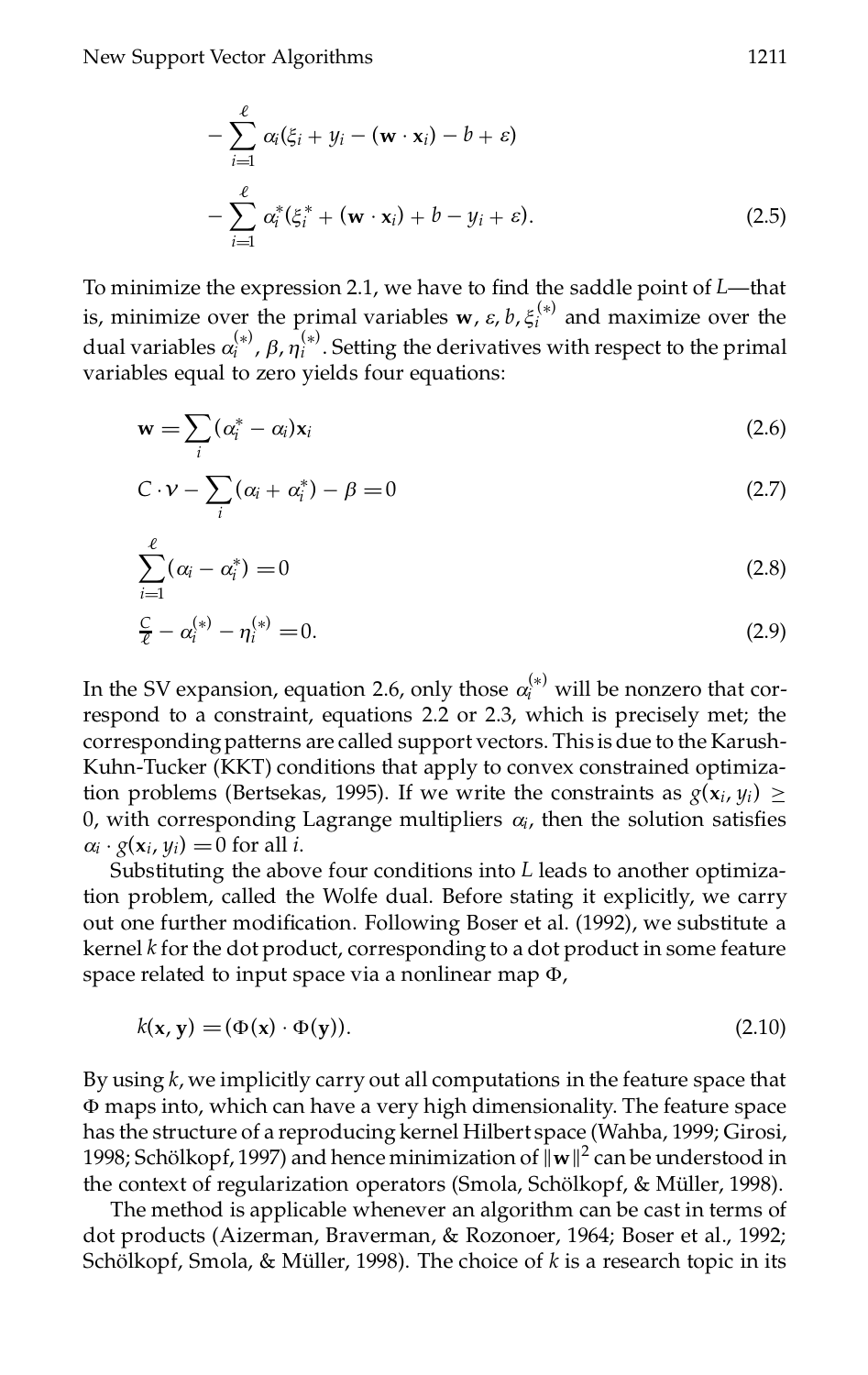$$- \sum_{i=1}^{\ell} \alpha_i(\xi_i + y_i - (\mathbf{w} \cdot \mathbf{x}_i) - b + \varepsilon)$$

$$- \sum_{i=1}^{\ell} \alpha_i^*(\xi_i^* + (\mathbf{w} \cdot \mathbf{x}_i) + b - y_i + \varepsilon). \tag{2.5}$$

To minimize the expression 2.1, we have to find the saddle point of $L$—that is, minimize over the primal variables $\mathbf{w}$, $\varepsilon$, $b$, $\xi_i^{(*)}$ and maximize over the dual variables $\alpha_i^{(*)}$, $\beta$, $\eta_i^{(*)}$. Setting the derivatives with respect to the primal variables equal to zero yields four equations:

$$\mathbf{w} = \sum_i (\alpha_i^* - \alpha_i)\mathbf{x}_i \tag{2.6}$$

$$C \cdot \nu - \sum_i (\alpha_i + \alpha_i^*) - \beta = 0 \tag{2.7}$$

$$\sum_{i=1}^{\ell} (\alpha_i - \alpha_i^*) = 0 \tag{2.8}$$

$$\tfrac{C}{\ell} - \alpha_i^{(*)} - \eta_i^{(*)} = 0. \tag{2.9}$$

In the SV expansion, equation 2.6, only those $\alpha_i^{(*)}$ will be nonzero that correspond to a constraint, equations 2.2 or 2.3, which is precisely met; the corresponding patterns are called support vectors. This is due to the Karush-Kuhn-Tucker (KKT) conditions that apply to convex constrained optimization problems (Bertsekas, 1995). If we write the constraints as $g(\mathbf{x}_i, y_i) \geq 0$, with corresponding Lagrange multipliers $\alpha_i$, then the solution satisfies $\alpha_i \cdot g(\mathbf{x}_i, y_i) = 0$ for all $i$.

Substituting the above four conditions into $L$ leads to another optimization problem, called the Wolfe dual. Before stating it explicitly, we carry out one further modification. Following Boser et al. (1992), we substitute a kernel $k$ for the dot product, corresponding to a dot product in some feature space related to input space via a nonlinear map $\Phi$,

$$k(\mathbf{x}, \mathbf{y}) = (\Phi(\mathbf{x}) \cdot \Phi(\mathbf{y})). \tag{2.10}$$

By using $k$, we implicitly carry out all computations in the feature space that $\Phi$ maps into, which can have a very high dimensionality. The feature space has the structure of a reproducing kernel Hilbert space (Wahba, 1999; Girosi, 1998; Schölkopf, 1997) and hence minimization of $\|\mathbf{w}\|^2$ can be understood in the context of regularization operators (Smola, Schölkopf, & Müller, 1998).

The method is applicable whenever an algorithm can be cast in terms of dot products (Aizerman, Braverman, & Rozonoer, 1964; Boser et al., 1992; Schölkopf, Smola, & Müller, 1998). The choice of $k$ is a research topic in its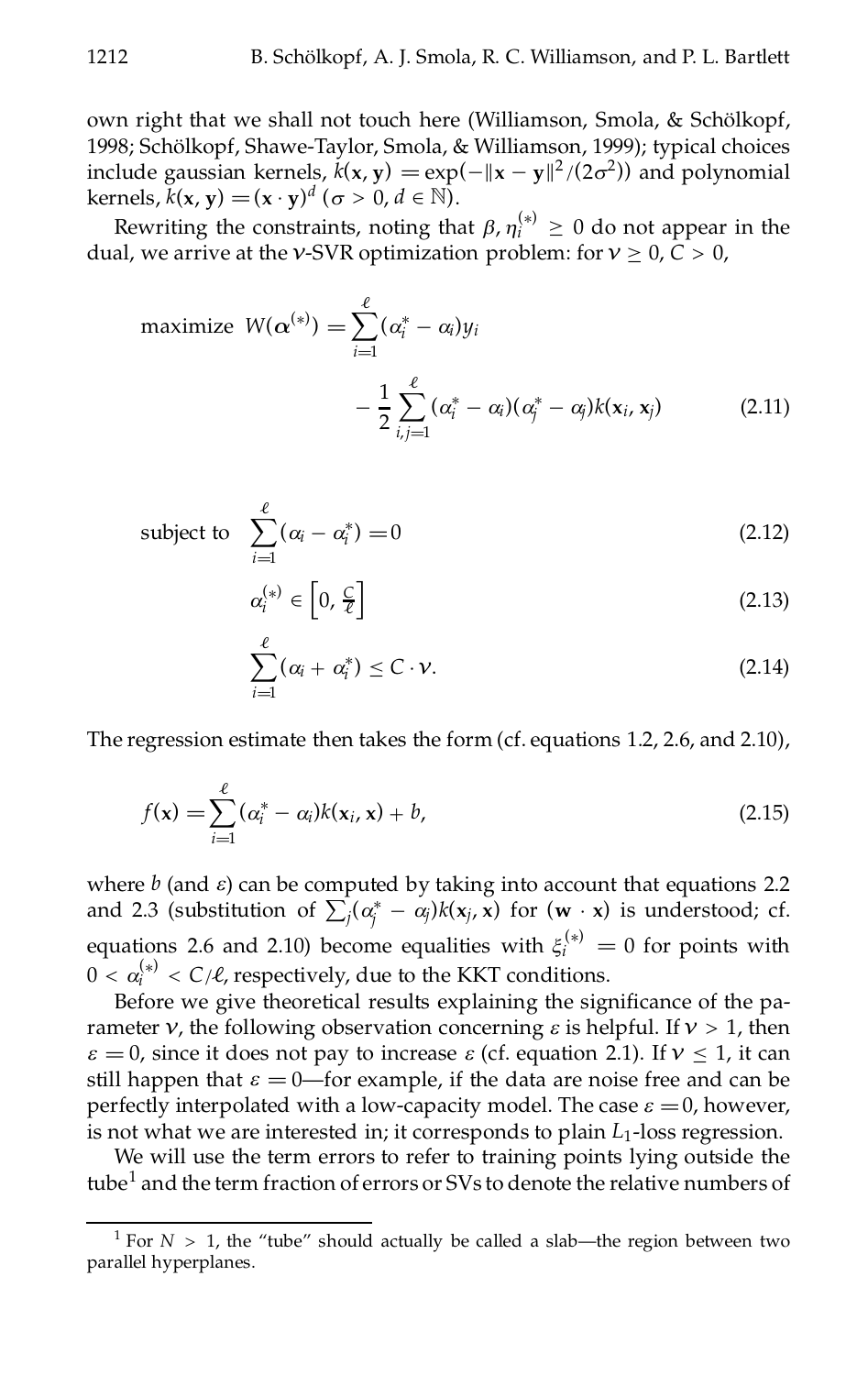own right that we shall not touch here (Williamson, Smola, & Schölkopf, 1998; Schölkopf, Shawe-Taylor, Smola, & Williamson, 1999); typical choices include gaussian kernels, $k(\mathbf{x}, \mathbf{y}) = \exp(-\|\mathbf{x} - \mathbf{y}\|^2/(2\sigma^2))$ and polynomial kernels, $k(\mathbf{x}, \mathbf{y}) = (\mathbf{x} \cdot \mathbf{y})^d$ ($\sigma > 0$, $d \in \mathbb{N}$).

Rewriting the constraints, noting that $\beta, \eta_i^{(*)} \geq 0$ do not appear in the dual, we arrive at the $\nu$-SVR optimization problem: for $\nu \geq 0$, $C > 0$,

$$\text{maximize } W(\boldsymbol{\alpha}^{(*)}) = \sum_{i=1}^{\ell} (\alpha_i^* - \alpha_i) y_i - \frac{1}{2} \sum_{i,j=1}^{\ell} (\alpha_i^* - \alpha_i)(\alpha_j^* - \alpha_j) k(\mathbf{x}_i, \mathbf{x}_j) \tag{2.11}$$

$$\text{subject to } \sum_{i=1}^{\ell} (\alpha_i - \alpha_i^*) = 0 \tag{2.12}$$

$$\alpha_i^{(*)} \in \left[0, \frac{C}{\ell}\right] \tag{2.13}$$

$$\sum_{i=1}^{\ell} (\alpha_i + \alpha_i^*) \leq C \cdot \nu. \tag{2.14}$$

The regression estimate then takes the form (cf. equations 1.2, 2.6, and 2.10),

$$f(\mathbf{x}) = \sum_{i=1}^{\ell} (\alpha_i^* - \alpha_i) k(\mathbf{x}_i, \mathbf{x}) + b, \tag{2.15}$$

where $b$ (and $\varepsilon$) can be computed by taking into account that equations 2.2 and 2.3 (substitution of $\sum_j (\alpha_j^* - \alpha_j) k(\mathbf{x}_j, \mathbf{x})$ for $(\mathbf{w} \cdot \mathbf{x})$ is understood; cf. equations 2.6 and 2.10) become equalities with $\xi_i^{(*)} = 0$ for points with $0 < \alpha_i^{(*)} < C/\ell$, respectively, due to the KKT conditions.

Before we give theoretical results explaining the significance of the parameter $\nu$, the following observation concerning $\varepsilon$ is helpful. If $\nu > 1$, then $\varepsilon = 0$, since it does not pay to increase $\varepsilon$ (cf. equation 2.1). If $\nu \leq 1$, it can still happen that $\varepsilon = 0$—for example, if the data are noise free and can be perfectly interpolated with a low-capacity model. The case $\varepsilon = 0$, however, is not what we are interested in; it corresponds to plain $L_1$-loss regression.

We will use the term errors to refer to training points lying outside the tube[1] and the term fraction of errors or SVs to denote the relative numbers of

[1] For $N > 1$, the "tube" should actually be called a slab—the region between two parallel hyperplanes.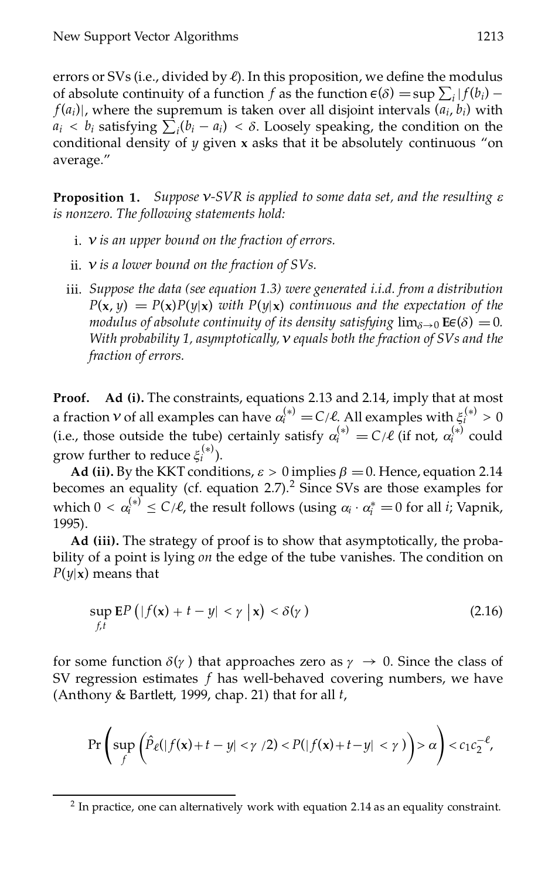errors or SVs (i.e., divided by $\ell$). In this proposition, we define the modulus of absolute continuity of a function $f$ as the function $\epsilon(\delta) = \sup \sum_i |f(b_i) - f(a_i)|$, where the supremum is taken over all disjoint intervals $(a_i, b_i)$ with $a_i < b_i$ satisfying $\sum_i (b_i - a_i) < \delta$. Loosely speaking, the condition on the conditional density of $y$ given $\mathbf{x}$ asks that it be absolutely continuous "on average."

**Proposition 1.** *Suppose $\nu$-SVR is applied to some data set, and the resulting $\varepsilon$ is nonzero. The following statements hold:*

i. *$\nu$ is an upper bound on the fraction of errors.*

ii. *$\nu$ is a lower bound on the fraction of SVs.*

iii. *Suppose the data (see equation 1.3) were generated i.i.d. from a distribution $P(\mathbf{x}, y) = P(\mathbf{x})P(y|\mathbf{x})$ with $P(y|\mathbf{x})$ continuous and the expectation of the modulus of absolute continuity of its density satisfying $\lim_{\delta \to 0} \mathbf{E}\epsilon(\delta) = 0$. With probability 1, asymptotically, $\nu$ equals both the fraction of SVs and the fraction of errors.*

**Proof.** **Ad (i).** The constraints, equations 2.13 and 2.14, imply that at most a fraction $\nu$ of all examples can have $\alpha_i^{(*)} = C/\ell$. All examples with $\xi_i^{(*)} > 0$ (i.e., those outside the tube) certainly satisfy $\alpha_i^{(*)} = C/\ell$ (if not, $\alpha_i^{(*)}$ could grow further to reduce $\xi_i^{(*)}$).

**Ad (ii).** By the KKT conditions, $\varepsilon > 0$ implies $\beta = 0$. Hence, equation 2.14 becomes an equality (cf. equation 2.7).[2] Since SVs are those examples for which $0 < \alpha_i^{(*)} \leq C/\ell$, the result follows (using $\alpha_i \cdot \alpha_i^* = 0$ for all $i$; Vapnik, 1995).

**Ad (iii).** The strategy of proof is to show that asymptotically, the probability of a point is lying *on* the edge of the tube vanishes. The condition on $P(y|\mathbf{x})$ means that

$$\sup_{f,t} \mathbf{E}P\left(|f(\mathbf{x}) + t - y| < \gamma \,\middle|\, \mathbf{x}\right) < \delta(\gamma) \tag{2.16}$$

for some function $\delta(\gamma)$ that approaches zero as $\gamma \to 0$. Since the class of SV regression estimates $f$ has well-behaved covering numbers, we have (Anthony & Bartlett, 1999, chap. 21) that for all $t$,

$$\Pr\left(\sup_f \left(\hat{P}_\ell(|f(\mathbf{x}) + t - y| < \gamma/2) < P(|f(\mathbf{x}) + t - y| < \gamma)\right) > \alpha\right) < c_1 c_2^{-\ell},$$

[2] In practice, one can alternatively work with equation 2.14 as an equality constraint.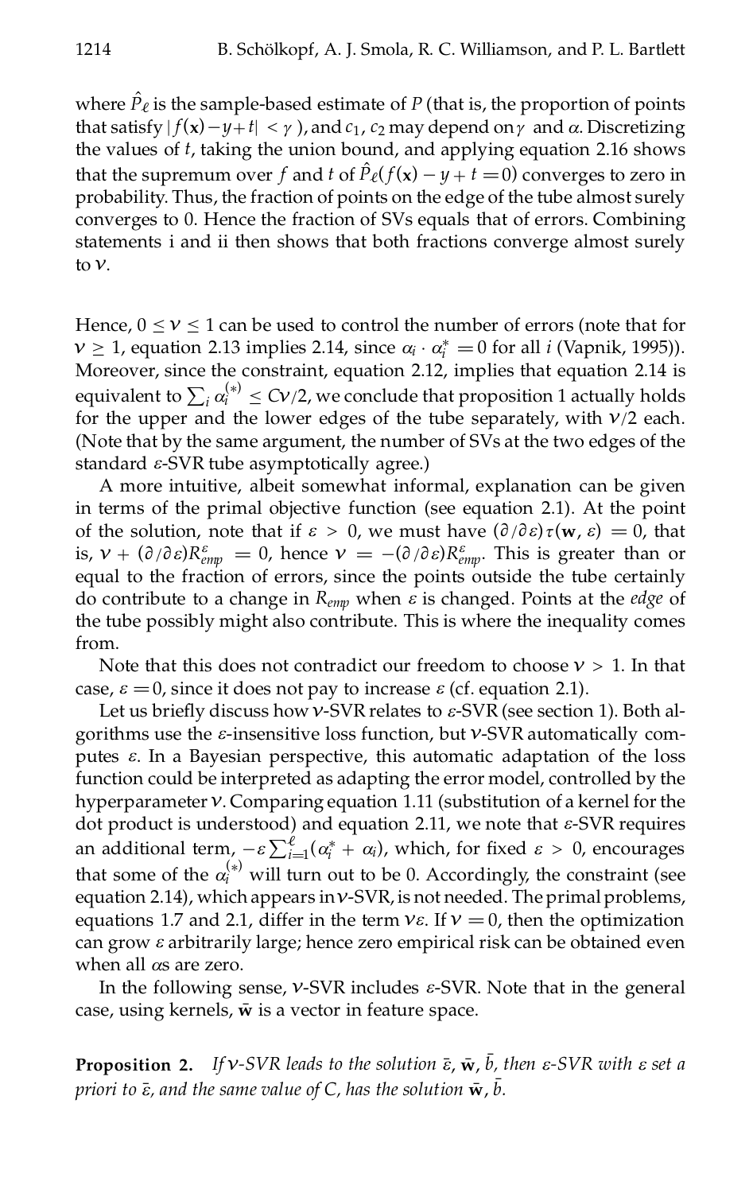where $\hat{P}_\ell$ is the sample-based estimate of $P$ (that is, the proportion of points that satisfy $|f(\mathbf{x})-y+t| < \gamma$), and $c_1, c_2$ may depend on $\gamma$ and $\alpha$. Discretizing the values of $t$, taking the union bound, and applying equation 2.16 shows that the supremum over $f$ and $t$ of $\hat{P}_\ell(f(\mathbf{x}) - y + t = 0)$ converges to zero in probability. Thus, the fraction of points on the edge of the tube almost surely converges to 0. Hence the fraction of SVs equals that of errors. Combining statements i and ii then shows that both fractions converge almost surely to $\nu$.

Hence, $0 \leq \nu \leq 1$ can be used to control the number of errors (note that for $\nu \geq 1$, equation 2.13 implies 2.14, since $\alpha_i \cdot \alpha_i^* = 0$ for all $i$ (Vapnik, 1995)). Moreover, since the constraint, equation 2.12, implies that equation 2.14 is equivalent to $\sum_i \alpha_i^{(*)} \leq C\nu/2$, we conclude that proposition 1 actually holds for the upper and the lower edges of the tube separately, with $\nu/2$ each. (Note that by the same argument, the number of SVs at the two edges of the standard $\varepsilon$-SVR tube asymptotically agree.)

A more intuitive, albeit somewhat informal, explanation can be given in terms of the primal objective function (see equation 2.1). At the point of the solution, note that if $\varepsilon > 0$, we must have $(\partial/\partial\varepsilon)\tau(\mathbf{w}, \varepsilon) = 0$, that is, $\nu + (\partial/\partial\varepsilon)R^\varepsilon_{emp} = 0$, hence $\nu = -(\partial/\partial\varepsilon)R^\varepsilon_{emp}$. This is greater than or equal to the fraction of errors, since the points outside the tube certainly do contribute to a change in $R_{emp}$ when $\varepsilon$ is changed. Points at the *edge* of the tube possibly might also contribute. This is where the inequality comes from.

Note that this does not contradict our freedom to choose $\nu > 1$. In that case, $\varepsilon = 0$, since it does not pay to increase $\varepsilon$ (cf. equation 2.1).

Let us briefly discuss how $\nu$-SVR relates to $\varepsilon$-SVR (see section 1). Both algorithms use the $\varepsilon$-insensitive loss function, but $\nu$-SVR automatically computes $\varepsilon$. In a Bayesian perspective, this automatic adaptation of the loss function could be interpreted as adapting the error model, controlled by the hyperparameter $\nu$. Comparing equation 1.11 (substitution of a kernel for the dot product is understood) and equation 2.11, we note that $\varepsilon$-SVR requires an additional term, $-\varepsilon \sum_{i=1}^{\ell}(\alpha_i^* + \alpha_i)$, which, for fixed $\varepsilon > 0$, encourages that some of the $\alpha_i^{(*)}$ will turn out to be 0. Accordingly, the constraint (see equation 2.14), which appears in $\nu$-SVR, is not needed. The primal problems, equations 1.7 and 2.1, differ in the term $\nu\varepsilon$. If $\nu = 0$, then the optimization can grow $\varepsilon$ arbitrarily large; hence zero empirical risk can be obtained even when all $\alpha$s are zero.

In the following sense, $\nu$-SVR includes $\varepsilon$-SVR. Note that in the general case, using kernels, $\bar{\mathbf{w}}$ is a vector in feature space.

**Proposition 2.** *If $\nu$-SVR leads to the solution $\bar{\varepsilon}, \bar{\mathbf{w}}, \bar{b}$, then $\varepsilon$-SVR with $\varepsilon$ set a priori to $\bar{\varepsilon}$, and the same value of $C$, has the solution $\bar{\mathbf{w}}, \bar{b}$.*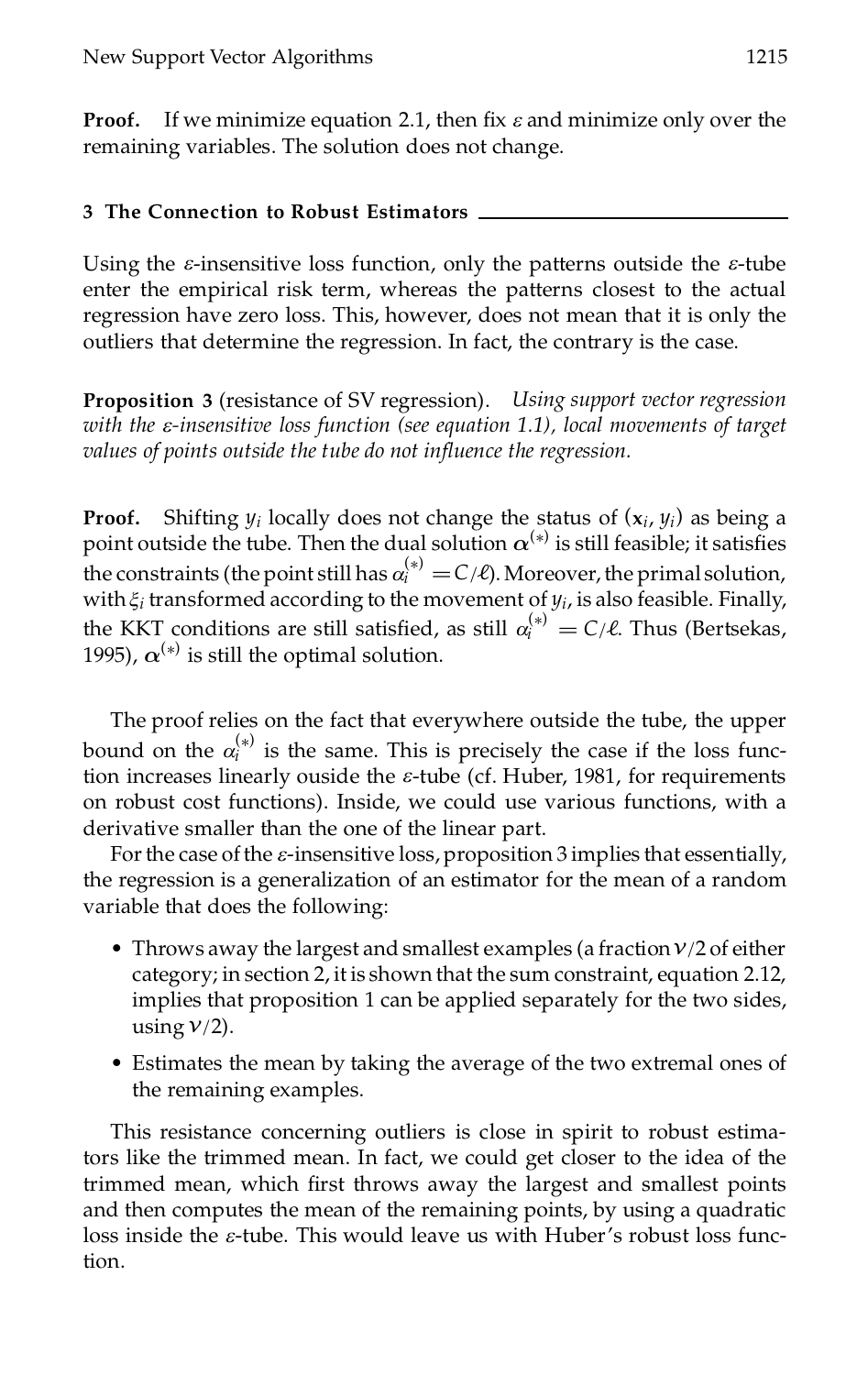**Proof.** If we minimize equation 2.1, then fix $\varepsilon$ and minimize only over the remaining variables. The solution does not change.

## 3 The Connection to Robust Estimators

Using the $\varepsilon$-insensitive loss function, only the patterns outside the $\varepsilon$-tube enter the empirical risk term, whereas the patterns closest to the actual regression have zero loss. This, however, does not mean that it is only the outliers that determine the regression. In fact, the contrary is the case.

**Proposition 3** (resistance of SV regression). *Using support vector regression with the $\varepsilon$-insensitive loss function (see equation 1.1), local movements of target values of points outside the tube do not influence the regression.*

**Proof.** Shifting $y_i$ locally does not change the status of $(\mathbf{x}_i, y_i)$ as being a point outside the tube. Then the dual solution $\boldsymbol{\alpha}^{(*)}$ is still feasible; it satisfies the constraints (the point still has $\alpha_i^{(*)} = C/\ell$). Moreover, the primal solution, with $\xi_i$ transformed according to the movement of $y_i$, is also feasible. Finally, the KKT conditions are still satisfied, as still $\alpha_i^{(*)} = C/\ell$. Thus (Bertsekas, 1995), $\boldsymbol{\alpha}^{(*)}$ is still the optimal solution.

The proof relies on the fact that everywhere outside the tube, the upper bound on the $\alpha_i^{(*)}$ is the same. This is precisely the case if the loss function increases linearly ouside the $\varepsilon$-tube (cf. Huber, 1981, for requirements on robust cost functions). Inside, we could use various functions, with a derivative smaller than the one of the linear part.

For the case of the $\varepsilon$-insensitive loss, proposition 3 implies that essentially, the regression is a generalization of an estimator for the mean of a random variable that does the following:

- Throws away the largest and smallest examples (a fraction $\nu/2$ of either category; in section 2, it is shown that the sum constraint, equation 2.12, implies that proposition 1 can be applied separately for the two sides, using $\nu/2$).
- Estimates the mean by taking the average of the two extremal ones of the remaining examples.

This resistance concerning outliers is close in spirit to robust estimators like the trimmed mean. In fact, we could get closer to the idea of the trimmed mean, which first throws away the largest and smallest points and then computes the mean of the remaining points, by using a quadratic loss inside the $\varepsilon$-tube. This would leave us with Huber's robust loss function.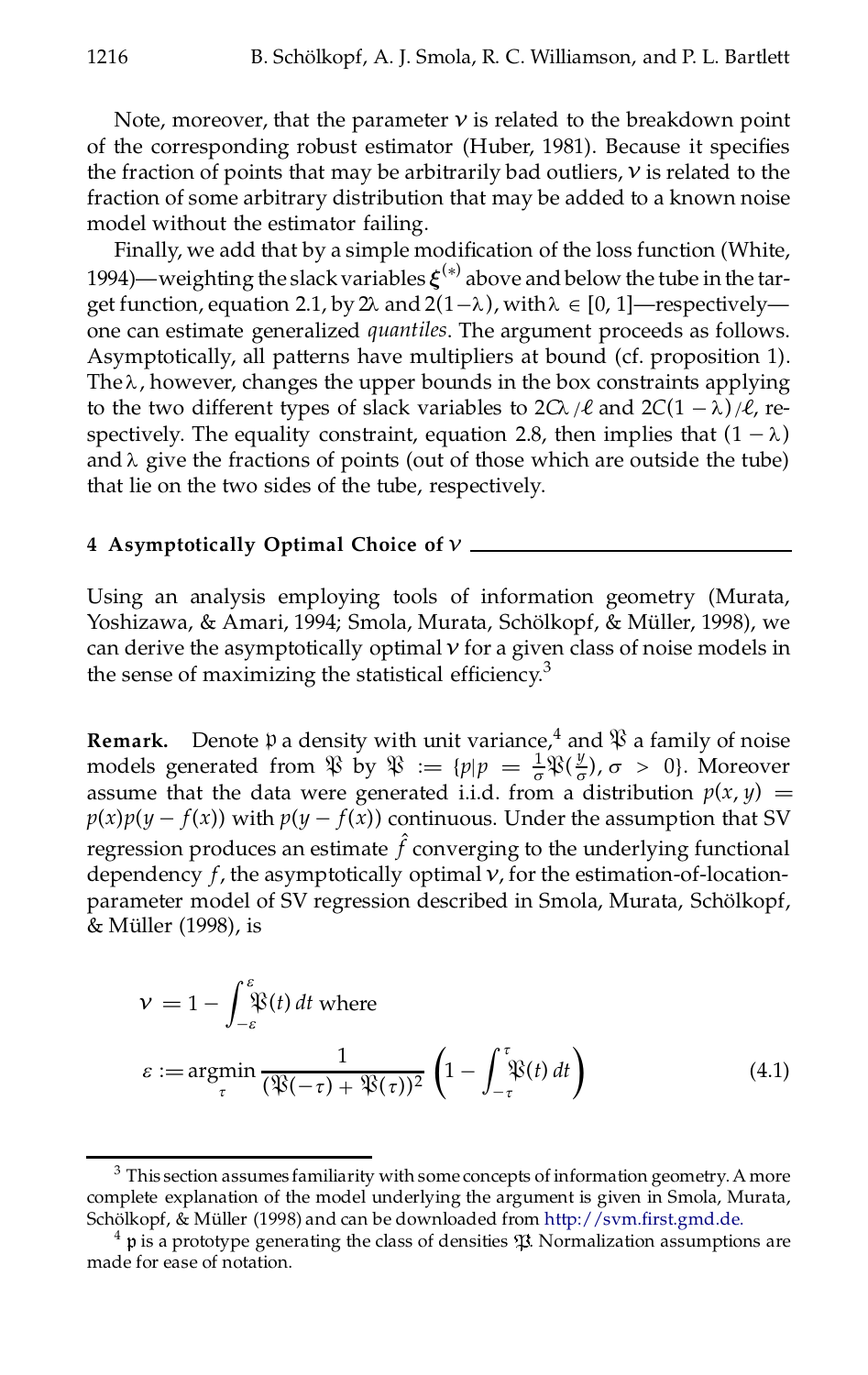Note, moreover, that the parameter $\nu$ is related to the breakdown point of the corresponding robust estimator (Huber, 1981). Because it specifies the fraction of points that may be arbitrarily bad outliers, $\nu$ is related to the fraction of some arbitrary distribution that may be added to a known noise model without the estimator failing.

Finally, we add that by a simple modification of the loss function (White, 1994)—weighting the slack variables $\boldsymbol{\xi}^{(*)}$ above and below the tube in the target function, equation 2.1, by $2\lambda$ and $2(1-\lambda)$, with $\lambda \in [0, 1]$—respectively—one can estimate generalized *quantiles*. The argument proceeds as follows. Asymptotically, all patterns have multipliers at bound (cf. proposition 1). The $\lambda$, however, changes the upper bounds in the box constraints applying to the two different types of slack variables to $2C\lambda/\ell$ and $2C(1-\lambda)/\ell$, respectively. The equality constraint, equation 2.8, then implies that $(1-\lambda)$ and $\lambda$ give the fractions of points (out of those which are outside the tube) that lie on the two sides of the tube, respectively.

## 4 Asymptotically Optimal Choice of $\nu$

Using an analysis employing tools of information geometry (Murata, Yoshizawa, & Amari, 1994; Smola, Murata, Schölkopf, & Müller, 1998), we can derive the asymptotically optimal $\nu$ for a given class of noise models in the sense of maximizing the statistical efficiency.[3]

**Remark.** Denote $\mathfrak{p}$ a density with unit variance,[4] and $\mathfrak{P}$ a family of noise models generated from $\mathfrak{P}$ by $\mathfrak{P} := \{p | p = \frac{1}{\sigma}\mathfrak{P}(\frac{y}{\sigma}), \sigma > 0\}$. Moreover assume that the data were generated i.i.d. from a distribution $p(x, y) = p(x)p(y - f(x))$ with $p(y - f(x))$ continuous. Under the assumption that SV regression produces an estimate $\hat{f}$ converging to the underlying functional dependency $f$, the asymptotically optimal $\nu$, for the estimation-of-location-parameter model of SV regression described in Smola, Murata, Schölkopf, & Müller (1998), is

$$\nu = 1 - \int_{-\varepsilon}^{\varepsilon} \mathfrak{P}(t)\, dt \text{ where}$$

$$\varepsilon := \underset{\tau}{\operatorname{argmin}} \frac{1}{(\mathfrak{P}(-\tau) + \mathfrak{P}(\tau))^2} \left(1 - \int_{-\tau}^{\tau} \mathfrak{P}(t)\, dt\right) \tag{4.1}$$

[3] This section assumes familiarity with some concepts of information geometry. A more complete explanation of the model underlying the argument is given in Smola, Murata, Schölkopf, & Müller (1998) and can be downloaded from http://svm.first.gmd.de.

[4] $\mathfrak{p}$ is a prototype generating the class of densities $\mathfrak{P}$. Normalization assumptions are made for ease of notation.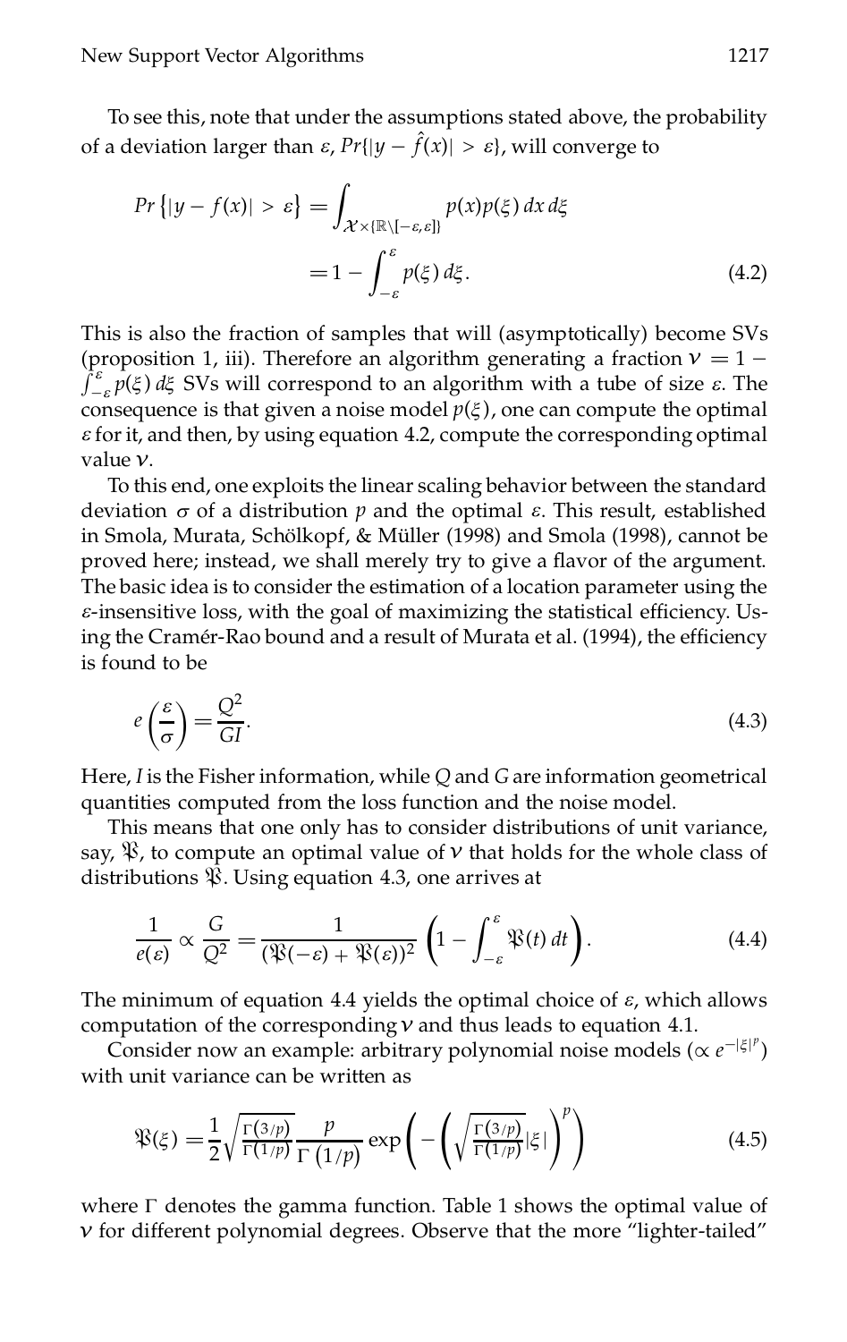To see this, note that under the assumptions stated above, the probability of a deviation larger than $\varepsilon$, $Pr\{|y - \hat{f}(x)| > \varepsilon\}$, will converge to

$$Pr\left\{|y - f(x)| > \varepsilon\right\} = \int_{\mathcal{X} \times \{\mathbb{R} \setminus [-\varepsilon, \varepsilon]\}} p(x) p(\xi)\, dx\, d\xi$$
$$= 1 - \int_{-\varepsilon}^{\varepsilon} p(\xi)\, d\xi. \tag{4.2}$$

This is also the fraction of samples that will (asymptotically) become SVs (proposition 1, iii). Therefore an algorithm generating a fraction $\nu = 1 - \int_{-\varepsilon}^{\varepsilon} p(\xi)\, d\xi$ SVs will correspond to an algorithm with a tube of size $\varepsilon$. The consequence is that given a noise model $p(\xi)$, one can compute the optimal $\varepsilon$ for it, and then, by using equation 4.2, compute the corresponding optimal value $\nu$.

To this end, one exploits the linear scaling behavior between the standard deviation $\sigma$ of a distribution $p$ and the optimal $\varepsilon$. This result, established in Smola, Murata, Schölkopf, & Müller (1998) and Smola (1998), cannot be proved here; instead, we shall merely try to give a flavor of the argument. The basic idea is to consider the estimation of a location parameter using the $\varepsilon$-insensitive loss, with the goal of maximizing the statistical efficiency. Using the Cramér-Rao bound and a result of Murata et al. (1994), the efficiency is found to be

$$e\left(\frac{\varepsilon}{\sigma}\right) = \frac{Q^2}{GI}. \tag{4.3}$$

Here, $I$ is the Fisher information, while $Q$ and $G$ are information geometrical quantities computed from the loss function and the noise model.

This means that one only has to consider distributions of unit variance, say, $\mathfrak{P}$, to compute an optimal value of $\nu$ that holds for the whole class of distributions $\mathfrak{P}$. Using equation 4.3, one arrives at

$$\frac{1}{e(\varepsilon)} \propto \frac{G}{Q^2} = \frac{1}{(\mathfrak{P}(-\varepsilon) + \mathfrak{P}(\varepsilon))^2} \left(1 - \int_{-\varepsilon}^{\varepsilon} \mathfrak{P}(t)\, dt\right). \tag{4.4}$$

The minimum of equation 4.4 yields the optimal choice of $\varepsilon$, which allows computation of the corresponding $\nu$ and thus leads to equation 4.1.

Consider now an example: arbitrary polynomial noise models ($\propto e^{-|\xi|^p}$) with unit variance can be written as

$$\mathfrak{P}(\xi) = \frac{1}{2}\sqrt{\frac{\Gamma(3/p)}{\Gamma(1/p)}} \frac{p}{\Gamma(1/p)} \exp\left(-\left(\sqrt{\frac{\Gamma(3/p)}{\Gamma(1/p)}}|\xi|\right)^p\right) \tag{4.5}$$

where $\Gamma$ denotes the gamma function. Table 1 shows the optimal value of $\nu$ for different polynomial degrees. Observe that the more "lighter-tailed"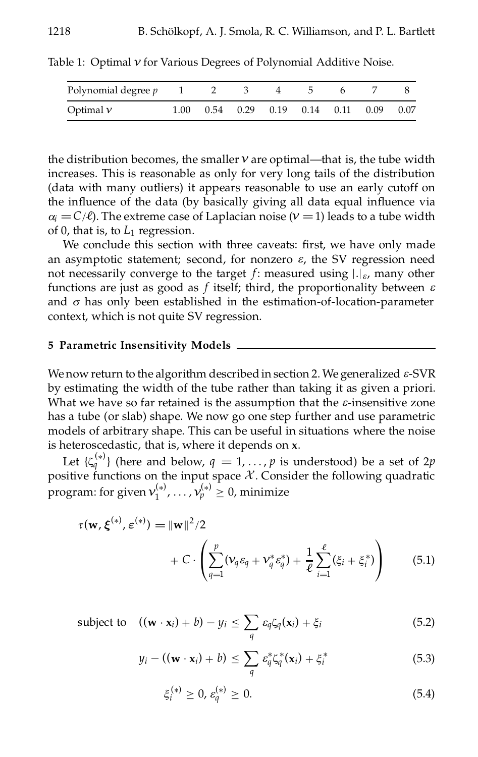Table 1: Optimal $\nu$ for Various Degrees of Polynomial Additive Noise.

| Polynomial degree $p$ | 1 | 2 | 3 | 4 | 5 | 6 | 7 | 8 |
|---|---|---|---|---|---|---|---|---|
| Optimal $\nu$ | 1.00 | 0.54 | 0.29 | 0.19 | 0.14 | 0.11 | 0.09 | 0.07 |

the distribution becomes, the smaller $\nu$ are optimal—that is, the tube width increases. This is reasonable as only for very long tails of the distribution (data with many outliers) it appears reasonable to use an early cutoff on the influence of the data (by basically giving all data equal influence via $\alpha_i = C/\ell$). The extreme case of Laplacian noise ($\nu = 1$) leads to a tube width of 0, that is, to $L_1$ regression.

We conclude this section with three caveats: first, we have only made an asymptotic statement; second, for nonzero $\varepsilon$, the SV regression need not necessarily converge to the target $f$: measured using $|.|_\varepsilon$, many other functions are just as good as $f$ itself; third, the proportionality between $\varepsilon$ and $\sigma$ has only been established in the estimation-of-location-parameter context, which is not quite SV regression.

## 5 Parametric Insensitivity Models

We now return to the algorithm described in section 2. We generalized $\varepsilon$-SVR by estimating the width of the tube rather than taking it as given a priori. What we have so far retained is the assumption that the $\varepsilon$-insensitive zone has a tube (or slab) shape. We now go one step further and use parametric models of arbitrary shape. This can be useful in situations where the noise is heteroscedastic, that is, where it depends on $\mathbf{x}$.

Let $\{\zeta_q^{(*)}\}$ (here and below, $q = 1, \ldots, p$ is understood) be a set of $2p$ positive functions on the input space $\mathcal{X}$. Consider the following quadratic program: for given $\nu_1^{(*)}, \ldots, \nu_p^{(*)} \geq 0$, minimize

$$\tau(\mathbf{w}, \boldsymbol{\xi}^{(*)}, \boldsymbol{\varepsilon}^{(*)}) = \|\mathbf{w}\|^2/2 + C \cdot \left( \sum_{q=1}^{p} (\nu_q \varepsilon_q + \nu_q^* \varepsilon_q^*) + \frac{1}{\ell} \sum_{i=1}^{\ell} (\xi_i + \xi_i^*) \right) \tag{5.1}$$

$$\text{subject to} \quad ((\mathbf{w} \cdot \mathbf{x}_i) + b) - y_i \leq \sum_q \varepsilon_q \zeta_q(\mathbf{x}_i) + \xi_i \tag{5.2}$$

$$y_i - ((\mathbf{w} \cdot \mathbf{x}_i) + b) \leq \sum_q \varepsilon_q^* \zeta_q^*(\mathbf{x}_i) + \xi_i^* \tag{5.3}$$

$$\xi_i^{(*)} \geq 0, \ \varepsilon_q^{(*)} \geq 0. \tag{5.4}$$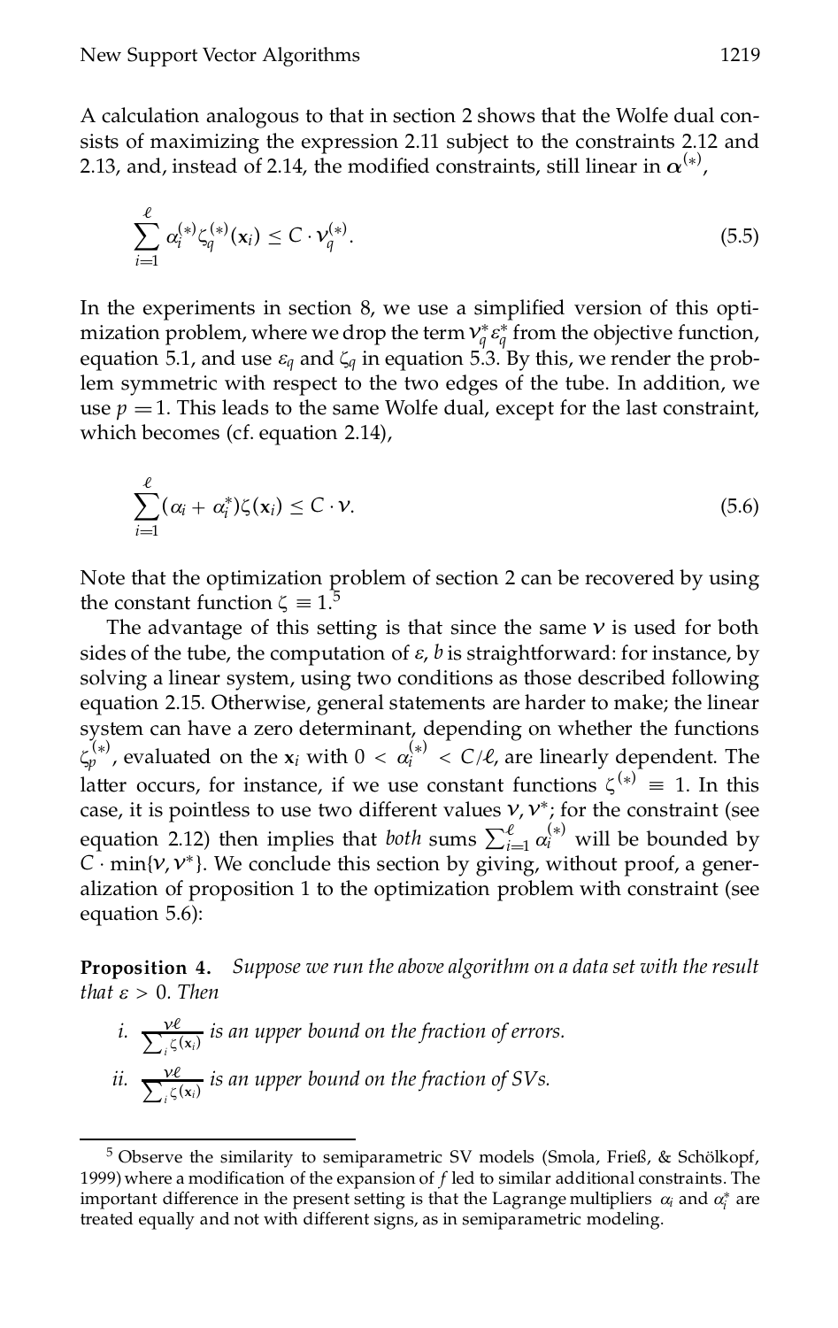A calculation analogous to that in section 2 shows that the Wolfe dual consists of maximizing the expression 2.11 subject to the constraints 2.12 and 2.13, and, instead of 2.14, the modified constraints, still linear in $\boldsymbol{\alpha}^{(*)}$,

$$\sum_{i=1}^{\ell} \alpha_i^{(*)} \zeta_q^{(*)}(\mathbf{x}_i) \leq C \cdot \nu_q^{(*)}. \tag{5.5}$$

In the experiments in section 8, we use a simplified version of this optimization problem, where we drop the term $\nu_q^* \varepsilon_q^*$ from the objective function, equation 5.1, and use $\varepsilon_q$ and $\zeta_q$ in equation 5.3. By this, we render the problem symmetric with respect to the two edges of the tube. In addition, we use $p = 1$. This leads to the same Wolfe dual, except for the last constraint, which becomes (cf. equation 2.14),

$$\sum_{i=1}^{\ell} (\alpha_i + \alpha_i^*) \zeta(\mathbf{x}_i) \leq C \cdot \nu. \tag{5.6}$$

Note that the optimization problem of section 2 can be recovered by using the constant function $\zeta \equiv 1$.[5]

The advantage of this setting is that since the same $\nu$ is used for both sides of the tube, the computation of $\varepsilon, b$ is straightforward: for instance, by solving a linear system, using two conditions as those described following equation 2.15. Otherwise, general statements are harder to make; the linear system can have a zero determinant, depending on whether the functions $\zeta_p^{(*)}$, evaluated on the $\mathbf{x}_i$ with $0 < \alpha_i^{(*)} < C/\ell$, are linearly dependent. The latter occurs, for instance, if we use constant functions $\zeta^{(*)} \equiv 1$. In this case, it is pointless to use two different values $\nu, \nu^*$; for the constraint (see equation 2.12) then implies that *both* sums $\sum_{i=1}^{\ell} \alpha_i^{(*)}$ will be bounded by $C \cdot \min\{\nu, \nu^*\}$. We conclude this section by giving, without proof, a generalization of proposition 1 to the optimization problem with constraint (see equation 5.6):

**Proposition 4.** *Suppose we run the above algorithm on a data set with the result that $\varepsilon > 0$. Then*

*i.* $\frac{\nu \ell}{\sum_i \zeta(\mathbf{x}_i)}$ *is an upper bound on the fraction of errors.*

*ii.* $\frac{\nu \ell}{\sum_i \zeta(\mathbf{x}_i)}$ *is an upper bound on the fraction of SVs.*

---

[5] Observe the similarity to semiparametric SV models (Smola, Frieß, & Schölkopf, 1999) where a modification of the expansion of $f$ led to similar additional constraints. The important difference in the present setting is that the Lagrange multipliers $\alpha_i$ and $\alpha_i^*$ are treated equally and not with different signs, as in semiparametric modeling.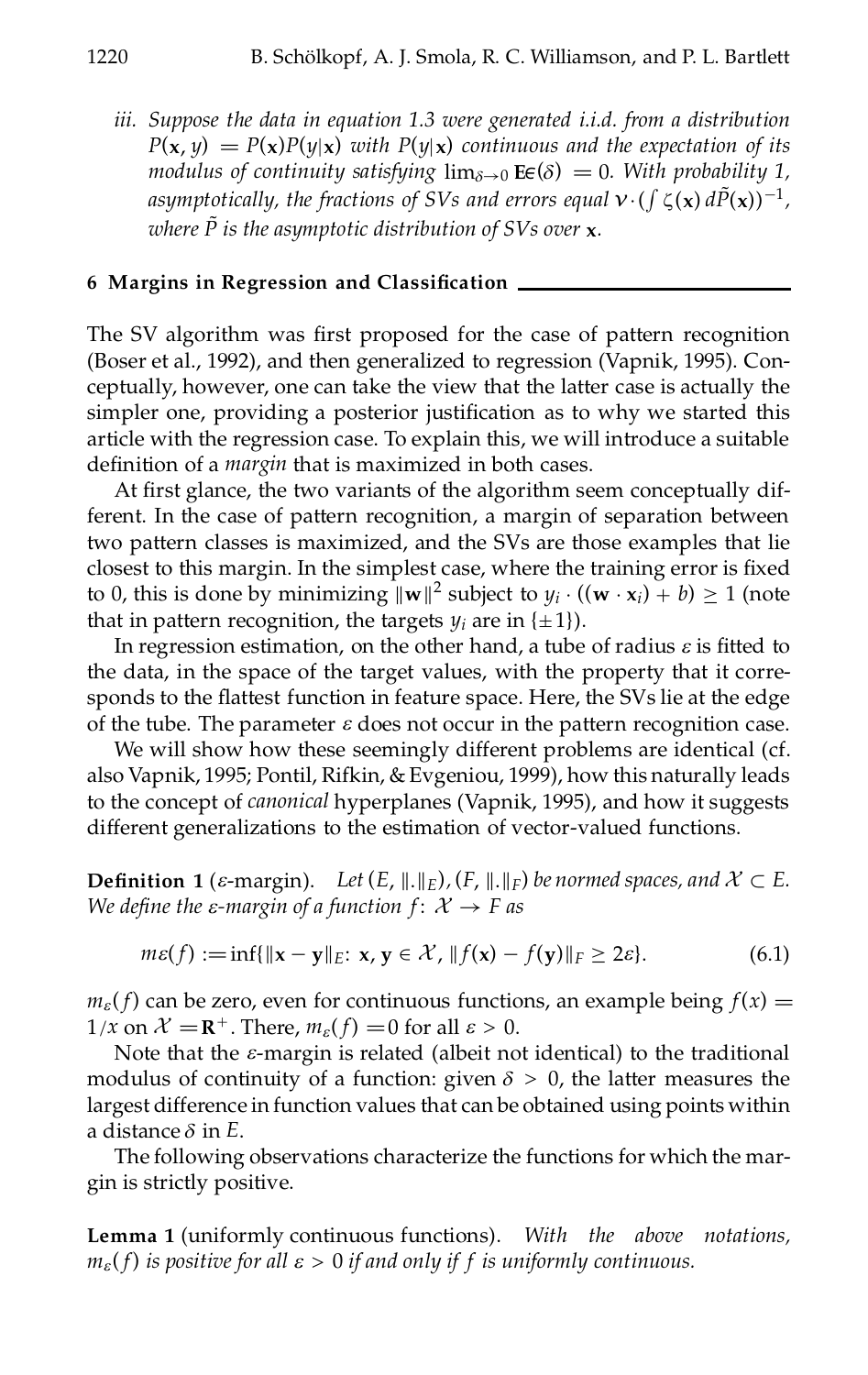*iii. Suppose the data in equation 1.3 were generated i.i.d. from a distribution $P(\mathbf{x}, y) = P(\mathbf{x})P(y|\mathbf{x})$ with $P(y|\mathbf{x})$ continuous and the expectation of its modulus of continuity satisfying $\lim_{\delta \to 0} \mathbf{E}\epsilon(\delta) = 0$. With probability 1, asymptotically, the fractions of SVs and errors equal $\nu \cdot (\int \zeta(\mathbf{x})\, d\tilde{P}(\mathbf{x}))^{-1}$, where $\tilde{P}$ is the asymptotic distribution of SVs over $\mathbf{x}$.*

## 6 Margins in Regression and Classification

The SV algorithm was first proposed for the case of pattern recognition (Boser et al., 1992), and then generalized to regression (Vapnik, 1995). Conceptually, however, one can take the view that the latter case is actually the simpler one, providing a posterior justification as to why we started this article with the regression case. To explain this, we will introduce a suitable definition of a *margin* that is maximized in both cases.

At first glance, the two variants of the algorithm seem conceptually different. In the case of pattern recognition, a margin of separation between two pattern classes is maximized, and the SVs are those examples that lie closest to this margin. In the simplest case, where the training error is fixed to 0, this is done by minimizing $\|\mathbf{w}\|^2$ subject to $y_i \cdot ((\mathbf{w} \cdot \mathbf{x}_i) + b) \geq 1$ (note that in pattern recognition, the targets $y_i$ are in $\{\pm 1\}$).

In regression estimation, on the other hand, a tube of radius $\varepsilon$ is fitted to the data, in the space of the target values, with the property that it corresponds to the flattest function in feature space. Here, the SVs lie at the edge of the tube. The parameter $\varepsilon$ does not occur in the pattern recognition case.

We will show how these seemingly different problems are identical (cf. also Vapnik, 1995; Pontil, Rifkin, & Evgeniou, 1999), how this naturally leads to the concept of *canonical* hyperplanes (Vapnik, 1995), and how it suggests different generalizations to the estimation of vector-valued functions.

**Definition 1** ($\varepsilon$-margin). *Let $(E, \|.\|_E)$, $(F, \|.\|_F)$ be normed spaces, and $\mathcal{X} \subset E$. We define the $\varepsilon$-margin of a function $f\colon \mathcal{X} \to F$ as*

$$m\varepsilon(f) := \inf\{\|\mathbf{x} - \mathbf{y}\|_E \colon \mathbf{x}, \mathbf{y} \in \mathcal{X}, \|f(\mathbf{x}) - f(\mathbf{y})\|_F \geq 2\varepsilon\}. \tag{6.1}$$

$m_\varepsilon(f)$ can be zero, even for continuous functions, an example being $f(x) = 1/x$ on $\mathcal{X} = \mathbf{R}^+$. There, $m_\varepsilon(f) = 0$ for all $\varepsilon > 0$.

Note that the $\varepsilon$-margin is related (albeit not identical) to the traditional modulus of continuity of a function: given $\delta > 0$, the latter measures the largest difference in function values that can be obtained using points within a distance $\delta$ in $E$.

The following observations characterize the functions for which the margin is strictly positive.

**Lemma 1** (uniformly continuous functions). *With the above notations, $m_\varepsilon(f)$ is positive for all $\varepsilon > 0$ if and only if $f$ is uniformly continuous.*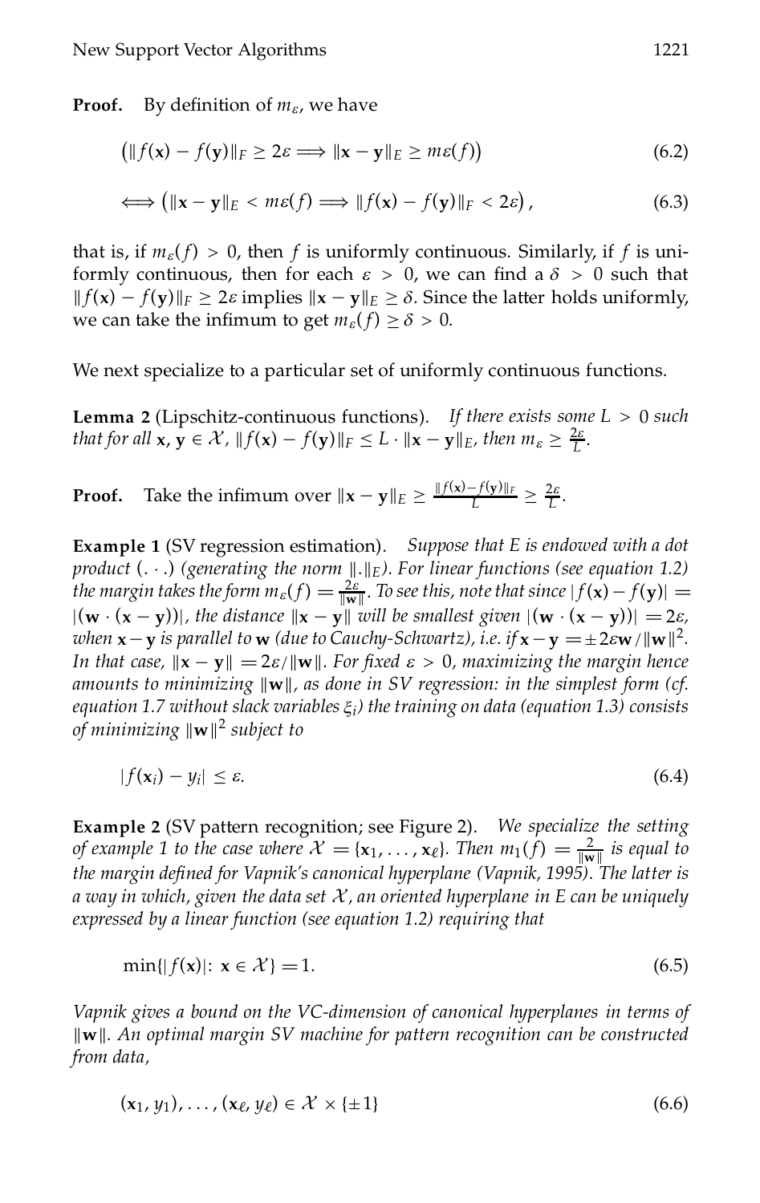**Proof.** By definition of $m_\varepsilon$, we have

$$\left(\|f(\mathbf{x}) - f(\mathbf{y})\|_F \geq 2\varepsilon \Longrightarrow \|\mathbf{x} - \mathbf{y}\|_E \geq m\varepsilon(f)\right) \tag{6.2}$$

$$\Longleftrightarrow \left(\|\mathbf{x} - \mathbf{y}\|_E < m\varepsilon(f) \Longrightarrow \|f(\mathbf{x}) - f(\mathbf{y})\|_F < 2\varepsilon\right), \tag{6.3}$$

that is, if $m_\varepsilon(f) > 0$, then $f$ is uniformly continuous. Similarly, if $f$ is uniformly continuous, then for each $\varepsilon > 0$, we can find a $\delta > 0$ such that $\|f(\mathbf{x}) - f(\mathbf{y})\|_F \geq 2\varepsilon$ implies $\|\mathbf{x} - \mathbf{y}\|_E \geq \delta$. Since the latter holds uniformly, we can take the infimum to get $m_\varepsilon(f) \geq \delta > 0$.

We next specialize to a particular set of uniformly continuous functions.

**Lemma 2** (Lipschitz-continuous functions). *If there exists some $L > 0$ such that for all $\mathbf{x}, \mathbf{y} \in \mathcal{X}$, $\|f(\mathbf{x}) - f(\mathbf{y})\|_F \leq L \cdot \|\mathbf{x} - \mathbf{y}\|_E$, then $m_\varepsilon \geq \frac{2\varepsilon}{L}$.*

**Proof.** Take the infimum over $\|\mathbf{x} - \mathbf{y}\|_E \geq \frac{\|f(\mathbf{x}) - f(\mathbf{y})\|_F}{L} \geq \frac{2\varepsilon}{L}$.

**Example 1** (SV regression estimation). *Suppose that $E$ is endowed with a dot product $(\cdot\,\cdot)$ (generating the norm $\|.\|_E$). For linear functions (see equation 1.2) the margin takes the form $m_\varepsilon(f) = \frac{2\varepsilon}{\|\mathbf{w}\|}$. To see this, note that since $|f(\mathbf{x}) - f(\mathbf{y})| = |(\mathbf{w} \cdot (\mathbf{x} - \mathbf{y}))|$, the distance $\|\mathbf{x} - \mathbf{y}\|$ will be smallest given $|(\mathbf{w} \cdot (\mathbf{x} - \mathbf{y}))| = 2\varepsilon$, when $\mathbf{x} - \mathbf{y}$ is parallel to $\mathbf{w}$ (due to Cauchy-Schwartz), i.e. if $\mathbf{x} - \mathbf{y} = \pm 2\varepsilon \mathbf{w}/\|\mathbf{w}\|^2$. In that case, $\|\mathbf{x} - \mathbf{y}\| = 2\varepsilon/\|\mathbf{w}\|$. For fixed $\varepsilon > 0$, maximizing the margin hence amounts to minimizing $\|\mathbf{w}\|$, as done in SV regression: in the simplest form (cf. equation 1.7 without slack variables $\xi_i$) the training on data (equation 1.3) consists of minimizing $\|\mathbf{w}\|^2$ subject to*

$$|f(\mathbf{x}_i) - y_i| \leq \varepsilon. \tag{6.4}$$

**Example 2** (SV pattern recognition; see Figure 2). *We specialize the setting of example 1 to the case where $\mathcal{X} = \{\mathbf{x}_1, \ldots, \mathbf{x}_\ell\}$. Then $m_1(f) = \frac{2}{\|\mathbf{w}\|}$ is equal to the margin defined for Vapnik's canonical hyperplane (Vapnik, 1995). The latter is a way in which, given the data set $\mathcal{X}$, an oriented hyperplane in $E$ can be uniquely expressed by a linear function (see equation 1.2) requiring that*

$$\min\{|f(\mathbf{x})|\colon \mathbf{x} \in \mathcal{X}\} = 1. \tag{6.5}$$

*Vapnik gives a bound on the VC-dimension of canonical hyperplanes in terms of $\|\mathbf{w}\|$. An optimal margin SV machine for pattern recognition can be constructed from data,*

$$(\mathbf{x}_1, y_1), \ldots, (\mathbf{x}_\ell, y_\ell) \in \mathcal{X} \times \{\pm 1\} \tag{6.6}$$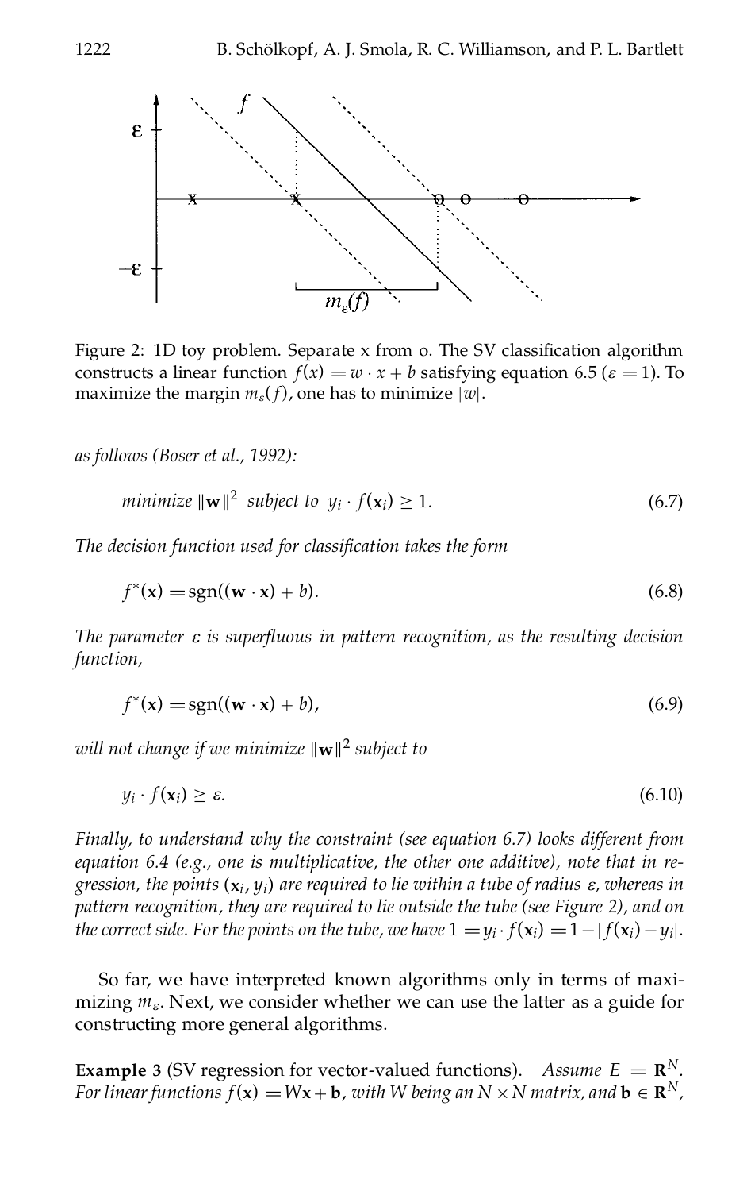Figure 2: 1D toy problem. Separate x from o. The SV classification algorithm constructs a linear function $f(x) = w \cdot x + b$ satisfying equation 6.5 ($\varepsilon = 1$). To maximize the margin $m_\varepsilon(f)$, one has to minimize $|w|$.

*as follows (Boser et al., 1992):*

$$\text{minimize } \|\mathbf{w}\|^2 \text{ subject to } y_i \cdot f(\mathbf{x}_i) \geq 1. \tag{6.7}$$

*The decision function used for classification takes the form*

$$f^*(\mathbf{x}) = \operatorname{sgn}((\mathbf{w} \cdot \mathbf{x}) + b). \tag{6.8}$$

*The parameter $\varepsilon$ is superfluous in pattern recognition, as the resulting decision function,*

$$f^*(\mathbf{x}) = \operatorname{sgn}((\mathbf{w} \cdot \mathbf{x}) + b), \tag{6.9}$$

*will not change if we minimize $\|\mathbf{w}\|^2$ subject to*

$$y_i \cdot f(\mathbf{x}_i) \geq \varepsilon. \tag{6.10}$$

*Finally, to understand why the constraint (see equation 6.7) looks different from equation 6.4 (e.g., one is multiplicative, the other one additive), note that in regression, the points $(\mathbf{x}_i, y_i)$ are required to lie within a tube of radius $\varepsilon$, whereas in pattern recognition, they are required to lie outside the tube (see Figure 2), and on the correct side. For the points on the tube, we have $1 = y_i \cdot f(\mathbf{x}_i) = 1 - |f(\mathbf{x}_i) - y_i|$.*

So far, we have interpreted known algorithms only in terms of maximizing $m_\varepsilon$. Next, we consider whether we can use the latter as a guide for constructing more general algorithms.

**Example 3** (SV regression for vector-valued functions). *Assume $E = \mathbf{R}^N$. For linear functions $f(\mathbf{x}) = W\mathbf{x} + \mathbf{b}$, with $W$ being an $N \times N$ matrix, and $\mathbf{b} \in \mathbf{R}^N$,*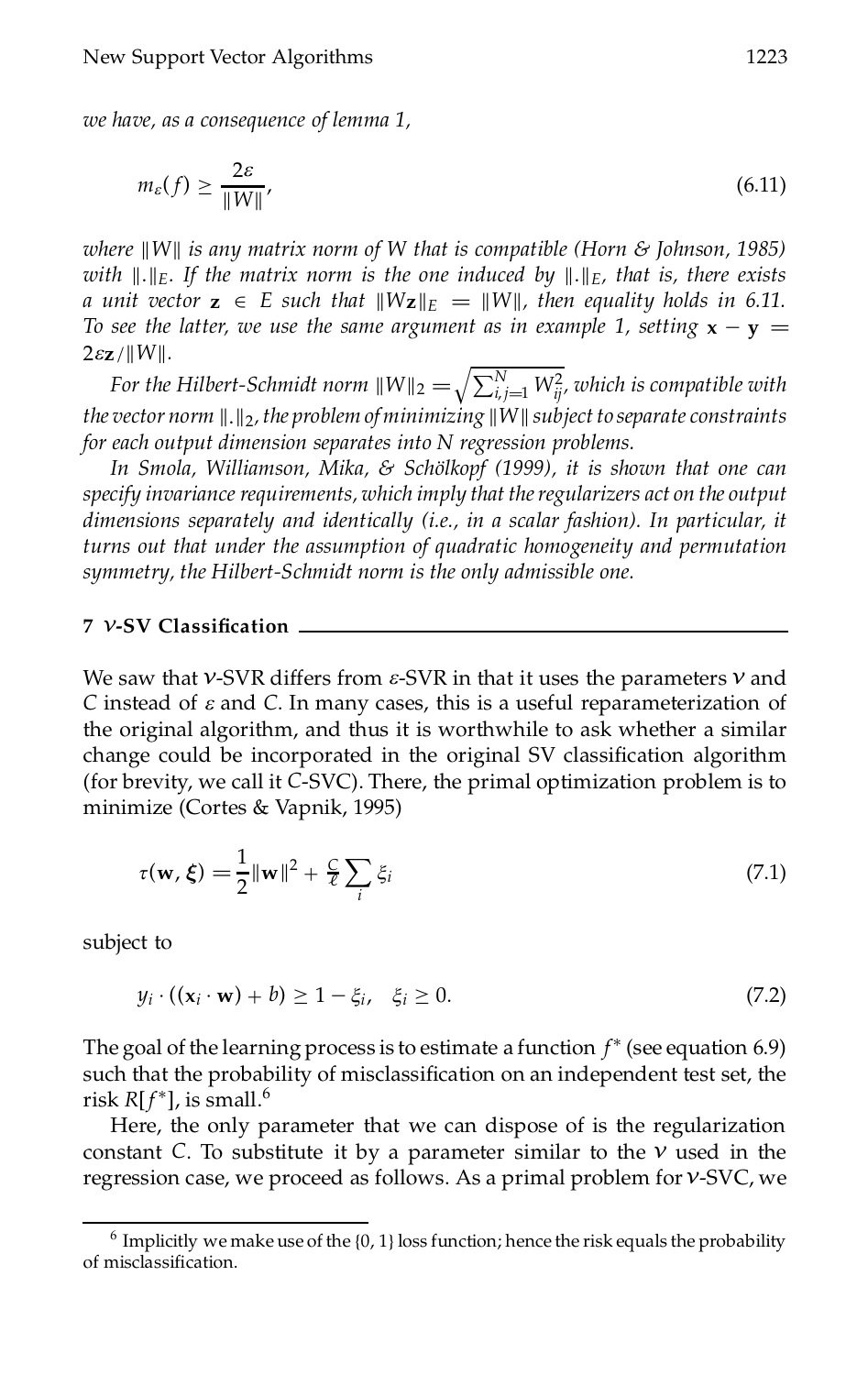*we have, as a consequence of lemma 1,*

$$m_\varepsilon(f) \geq \frac{2\varepsilon}{\|W\|}, \tag{6.11}$$

*where $\|W\|$ is any matrix norm of $W$ that is compatible (Horn & Johnson, 1985) with $\|.\|_E$. If the matrix norm is the one induced by $\|.\|_E$, that is, there exists a unit vector $\mathbf{z} \in E$ such that $\|W\mathbf{z}\|_E = \|W\|$, then equality holds in 6.11. To see the latter, we use the same argument as in example 1, setting $\mathbf{x} - \mathbf{y} = 2\varepsilon\mathbf{z}/\|W\|$.*

*For the Hilbert-Schmidt norm $\|W\|_2 = \sqrt{\sum_{i,j=1}^{N} W_{ij}^2}$, which is compatible with the vector norm $\|.\|_2$, the problem of minimizing $\|W\|$ subject to separate constraints for each output dimension separates into $N$ regression problems.*

*In Smola, Williamson, Mika, & Schölkopf (1999), it is shown that one can specify invariance requirements, which imply that the regularizers act on the output dimensions separately and identically (i.e., in a scalar fashion). In particular, it turns out that under the assumption of quadratic homogeneity and permutation symmetry, the Hilbert-Schmidt norm is the only admissible one.*

## 7 $\nu$-SV Classification

We saw that $\nu$-SVR differs from $\varepsilon$-SVR in that it uses the parameters $\nu$ and $C$ instead of $\varepsilon$ and $C$. In many cases, this is a useful reparameterization of the original algorithm, and thus it is worthwhile to ask whether a similar change could be incorporated in the original SV classification algorithm (for brevity, we call it $C$-SVC). There, the primal optimization problem is to minimize (Cortes & Vapnik, 1995)

$$\tau(\mathbf{w}, \boldsymbol{\xi}) = \frac{1}{2}\|\mathbf{w}\|^2 + \frac{C}{\ell}\sum_i \xi_i \tag{7.1}$$

subject to

$$y_i \cdot ((\mathbf{x}_i \cdot \mathbf{w}) + b) \geq 1 - \xi_i, \quad \xi_i \geq 0. \tag{7.2}$$

The goal of the learning process is to estimate a function $f^*$ (see equation 6.9) such that the probability of misclassification on an independent test set, the risk $R[f^*]$, is small.[6]

Here, the only parameter that we can dispose of is the regularization constant $C$. To substitute it by a parameter similar to the $\nu$ used in the regression case, we proceed as follows. As a primal problem for $\nu$-SVC, we

[6] Implicitly we make use of the $\{0, 1\}$ loss function; hence the risk equals the probability of misclassification.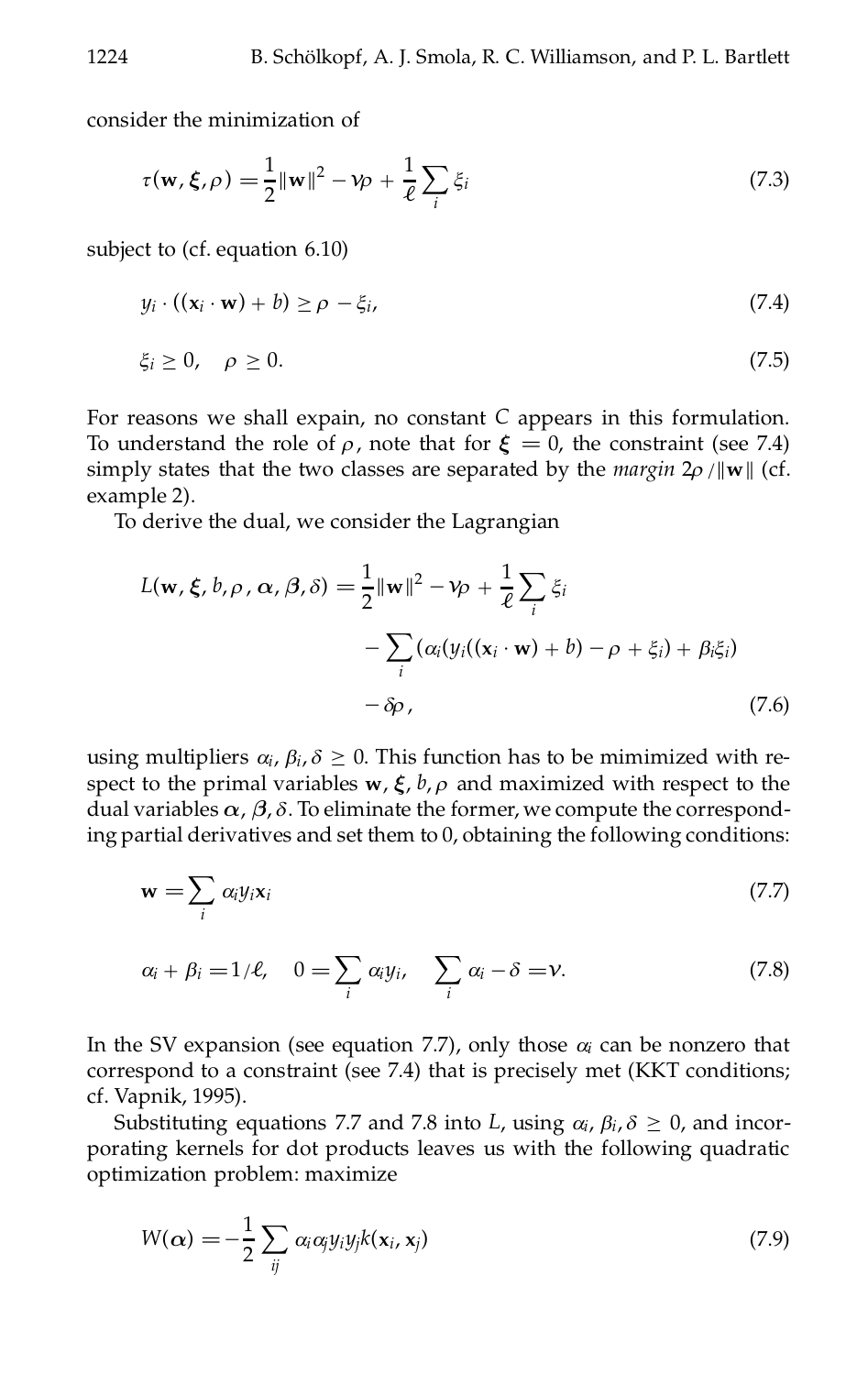consider the minimization of

$$\tau(\mathbf{w}, \boldsymbol{\xi}, \rho) = \frac{1}{2}\|\mathbf{w}\|^2 - \nu\rho + \frac{1}{\ell}\sum_i \xi_i \tag{7.3}$$

subject to (cf. equation 6.10)

$$y_i \cdot ((\mathbf{x}_i \cdot \mathbf{w}) + b) \geq \rho - \xi_i, \tag{7.4}$$

$$\xi_i \geq 0, \quad \rho \geq 0. \tag{7.5}$$

For reasons we shall expain, no constant $C$ appears in this formulation. To understand the role of $\rho$, note that for $\boldsymbol{\xi} = 0$, the constraint (see 7.4) simply states that the two classes are separated by the *margin* $2\rho/\|\mathbf{w}\|$ (cf. example 2).

To derive the dual, we consider the Lagrangian

$$\begin{aligned} L(\mathbf{w}, \boldsymbol{\xi}, b, \rho, \boldsymbol{\alpha}, \boldsymbol{\beta}, \delta) = & \frac{1}{2}\|\mathbf{w}\|^2 - \nu\rho + \frac{1}{\ell}\sum_i \xi_i \\ & - \sum_i (\alpha_i(y_i((\mathbf{x}_i \cdot \mathbf{w}) + b) - \rho + \xi_i) + \beta_i\xi_i) \\ & - \delta\rho, \end{aligned} \tag{7.6}$$

using multipliers $\alpha_i, \beta_i, \delta \geq 0$. This function has to be mimimized with respect to the primal variables $\mathbf{w}, \boldsymbol{\xi}, b, \rho$ and maximized with respect to the dual variables $\boldsymbol{\alpha}, \boldsymbol{\beta}, \delta$. To eliminate the former, we compute the corresponding partial derivatives and set them to 0, obtaining the following conditions:

$$\mathbf{w} = \sum_i \alpha_i y_i \mathbf{x}_i \tag{7.7}$$

$$\alpha_i + \beta_i = 1/\ell, \quad 0 = \sum_i \alpha_i y_i, \quad \sum_i \alpha_i - \delta = \nu. \tag{7.8}$$

In the SV expansion (see equation 7.7), only those $\alpha_i$ can be nonzero that correspond to a constraint (see 7.4) that is precisely met (KKT conditions; cf. Vapnik, 1995).

Substituting equations 7.7 and 7.8 into $L$, using $\alpha_i, \beta_i, \delta \geq 0$, and incorporating kernels for dot products leaves us with the following quadratic optimization problem: maximize

$$W(\boldsymbol{\alpha}) = -\frac{1}{2}\sum_{ij} \alpha_i \alpha_j y_i y_j k(\mathbf{x}_i, \mathbf{x}_j) \tag{7.9}$$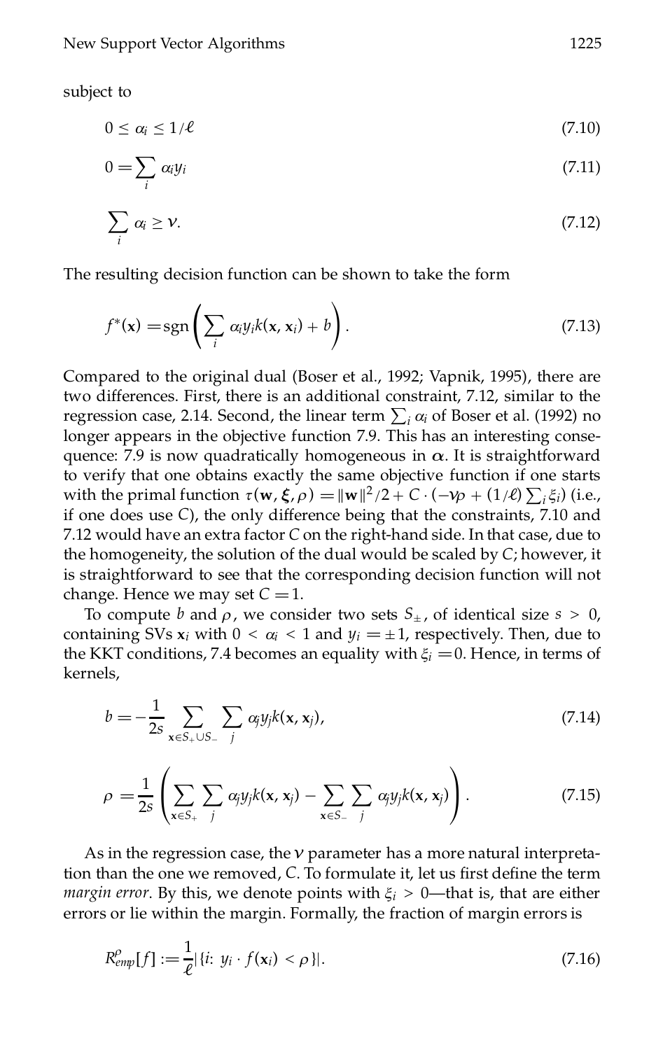subject to

$$0 \leq \alpha_i \leq 1/\ell \tag{7.10}$$

$$0 = \sum_i \alpha_i y_i \tag{7.11}$$

$$\sum_i \alpha_i \geq \nu. \tag{7.12}$$

The resulting decision function can be shown to take the form

$$f^*(\mathbf{x}) = \operatorname{sgn}\left(\sum_i \alpha_i y_i k(\mathbf{x}, \mathbf{x}_i) + b\right). \tag{7.13}$$

Compared to the original dual (Boser et al., 1992; Vapnik, 1995), there are two differences. First, there is an additional constraint, 7.12, similar to the regression case, 2.14. Second, the linear term $\sum_i \alpha_i$ of Boser et al. (1992) no longer appears in the objective function 7.9. This has an interesting consequence: 7.9 is now quadratically homogeneous in $\boldsymbol{\alpha}$. It is straightforward to verify that one obtains exactly the same objective function if one starts with the primal function $\tau(\mathbf{w}, \boldsymbol{\xi}, \rho) = \|\mathbf{w}\|^2/2 + C \cdot (-\nu\rho + (1/\ell)\sum_i \xi_i)$ (i.e., if one does use $C$), the only difference being that the constraints, 7.10 and 7.12 would have an extra factor $C$ on the right-hand side. In that case, due to the homogeneity, the solution of the dual would be scaled by $C$; however, it is straightforward to see that the corresponding decision function will not change. Hence we may set $C = 1$.

To compute $b$ and $\rho$, we consider two sets $S_\pm$, of identical size $s > 0$, containing SVs $\mathbf{x}_i$ with $0 < \alpha_i < 1$ and $y_i = \pm 1$, respectively. Then, due to the KKT conditions, 7.4 becomes an equality with $\xi_i = 0$. Hence, in terms of kernels,

$$b = -\frac{1}{2s} \sum_{\mathbf{x} \in S_+ \cup S_-} \sum_j \alpha_j y_j k(\mathbf{x}, \mathbf{x}_j), \tag{7.14}$$

$$\rho = \frac{1}{2s}\left(\sum_{\mathbf{x} \in S_+} \sum_j \alpha_j y_j k(\mathbf{x}, \mathbf{x}_j) - \sum_{\mathbf{x} \in S_-} \sum_j \alpha_j y_j k(\mathbf{x}, \mathbf{x}_j)\right). \tag{7.15}$$

As in the regression case, the $\nu$ parameter has a more natural interpretation than the one we removed, $C$. To formulate it, let us first define the term *margin error*. By this, we denote points with $\xi_i > 0$—that is, that are either errors or lie within the margin. Formally, the fraction of margin errors is

$$R^\rho_{emp}[f] := \frac{1}{\ell}|\{i\colon\ y_i \cdot f(\mathbf{x}_i) < \rho\}|. \tag{7.16}$$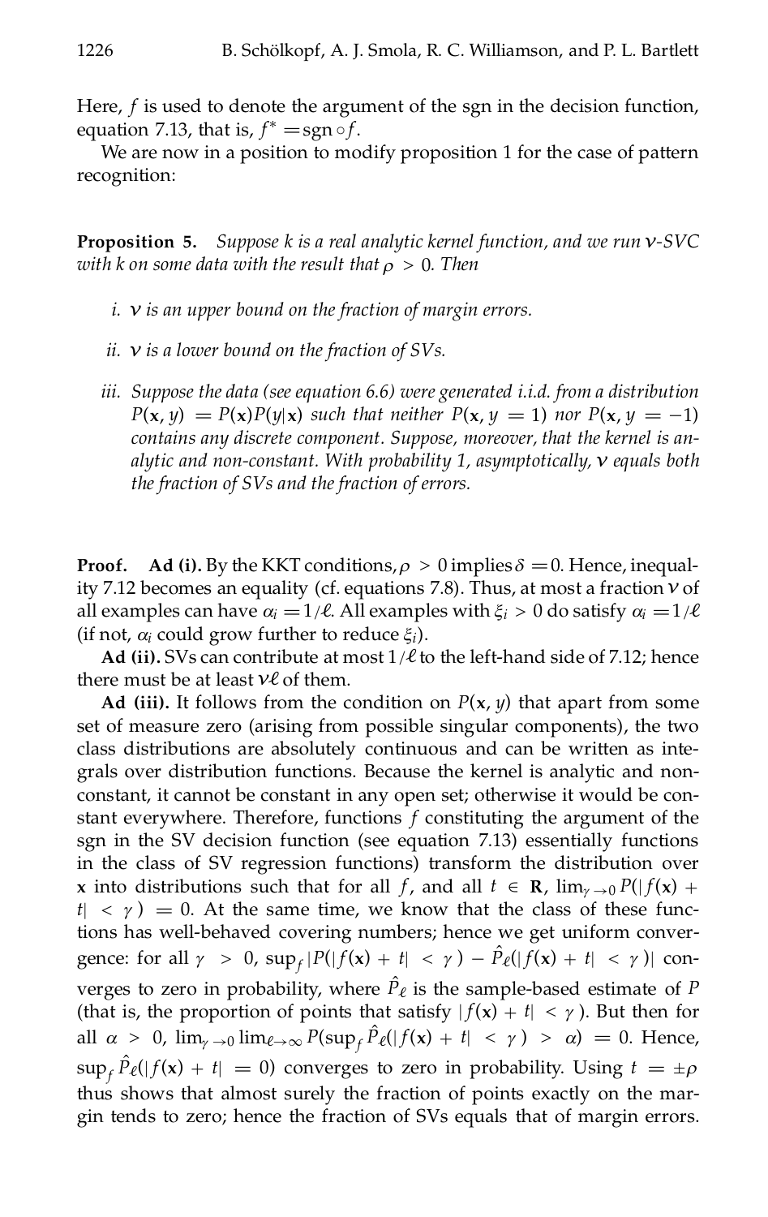Here, $f$ is used to denote the argument of the sgn in the decision function, equation 7.13, that is, $f^* = \text{sgn} \circ f$.

We are now in a position to modify proposition 1 for the case of pattern recognition:

**Proposition 5.** *Suppose $k$ is a real analytic kernel function, and we run $\nu$-SVC with $k$ on some data with the result that $\rho > 0$. Then*

*i. $\nu$ is an upper bound on the fraction of margin errors.*

*ii. $\nu$ is a lower bound on the fraction of SVs.*

*iii. Suppose the data (see equation 6.6) were generated i.i.d. from a distribution $P(\mathbf{x}, y) = P(\mathbf{x})P(y|\mathbf{x})$ such that neither $P(\mathbf{x}, y = 1)$ nor $P(\mathbf{x}, y = -1)$ contains any discrete component. Suppose, moreover, that the kernel is analytic and non-constant. With probability 1, asymptotically, $\nu$ equals both the fraction of SVs and the fraction of errors.*

**Proof.** **Ad (i).** By the KKT conditions, $\rho > 0$ implies $\delta = 0$. Hence, inequality 7.12 becomes an equality (cf. equations 7.8). Thus, at most a fraction $\nu$ of all examples can have $\alpha_i = 1/\ell$. All examples with $\xi_i > 0$ do satisfy $\alpha_i = 1/\ell$ (if not, $\alpha_i$ could grow further to reduce $\xi_i$).

**Ad (ii).** SVs can contribute at most $1/\ell$ to the left-hand side of 7.12; hence there must be at least $\nu\ell$ of them.

**Ad (iii).** It follows from the condition on $P(\mathbf{x}, y)$ that apart from some set of measure zero (arising from possible singular components), the two class distributions are absolutely continuous and can be written as integrals over distribution functions. Because the kernel is analytic and non-constant, it cannot be constant in any open set; otherwise it would be constant everywhere. Therefore, functions $f$ constituting the argument of the sgn in the SV decision function (see equation 7.13) essentially functions in the class of SV regression functions) transform the distribution over $\mathbf{x}$ into distributions such that for all $f$, and all $t \in \mathbf{R}$, $\lim_{\gamma \to 0} P(|f(\mathbf{x}) + t| < \gamma) = 0$. At the same time, we know that the class of these functions has well-behaved covering numbers; hence we get uniform convergence: for all $\gamma > 0$, $\sup_f |P(|f(\mathbf{x}) + t| < \gamma) - \hat{P}_\ell(|f(\mathbf{x}) + t| < \gamma)|$ converges to zero in probability, where $\hat{P}_\ell$ is the sample-based estimate of $P$ (that is, the proportion of points that satisfy $|f(\mathbf{x}) + t| < \gamma$). But then for all $\alpha > 0$, $\lim_{\gamma \to 0} \lim_{\ell \to \infty} P(\sup_f \hat{P}_\ell(|f(\mathbf{x}) + t| < \gamma) > \alpha) = 0$. Hence, $\sup_f \hat{P}_\ell(|f(\mathbf{x}) + t| = 0)$ converges to zero in probability. Using $t = \pm\rho$ thus shows that almost surely the fraction of points exactly on the margin tends to zero; hence the fraction of SVs equals that of margin errors.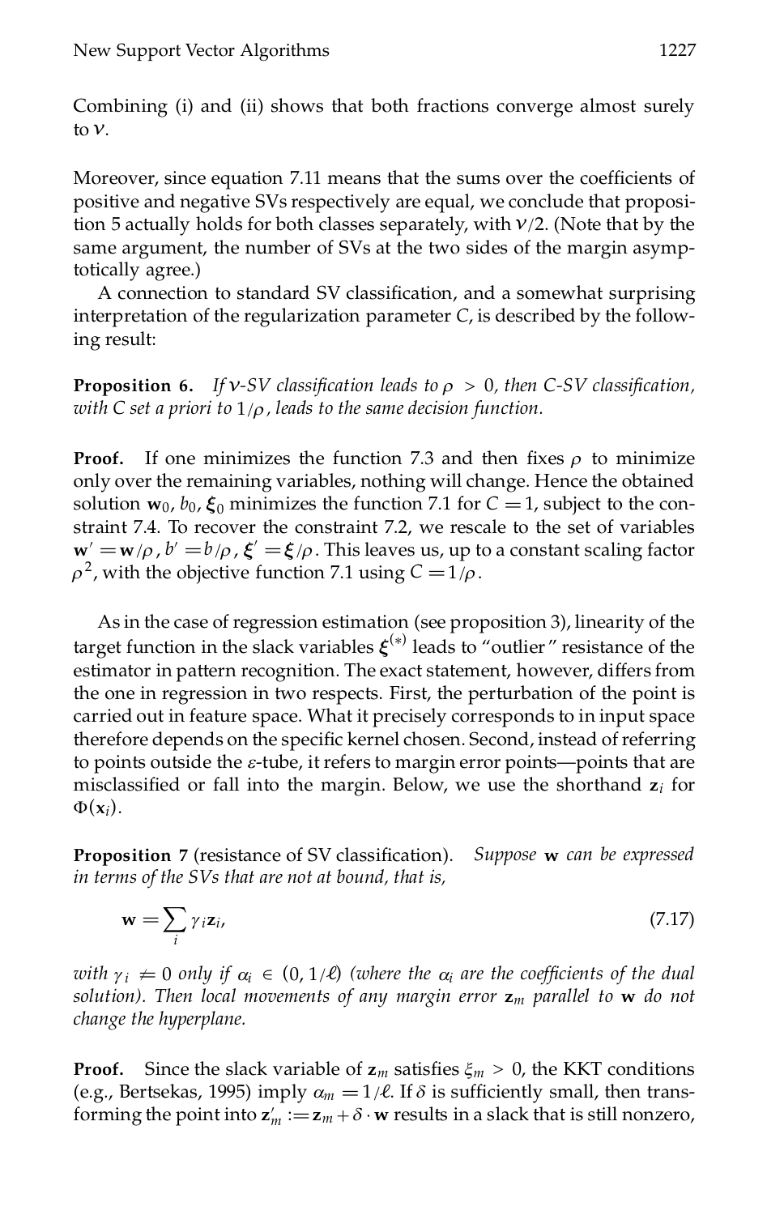Combining (i) and (ii) shows that both fractions converge almost surely to $\nu$.

Moreover, since equation 7.11 means that the sums over the coefficients of positive and negative SVs respectively are equal, we conclude that proposition 5 actually holds for both classes separately, with $\nu/2$. (Note that by the same argument, the number of SVs at the two sides of the margin asymptotically agree.)

A connection to standard SV classification, and a somewhat surprising interpretation of the regularization parameter $C$, is described by the following result:

**Proposition 6.** *If $\nu$-SV classification leads to $\rho > 0$, then C-SV classification, with $C$ set a priori to $1/\rho$, leads to the same decision function.*

**Proof.** If one minimizes the function 7.3 and then fixes $\rho$ to minimize only over the remaining variables, nothing will change. Hence the obtained solution $\mathbf{w}_0$, $b_0$, $\boldsymbol{\xi}_0$ minimizes the function 7.1 for $C = 1$, subject to the constraint 7.4. To recover the constraint 7.2, we rescale to the set of variables $\mathbf{w}' = \mathbf{w}/\rho$, $b' = b/\rho$, $\boldsymbol{\xi}' = \boldsymbol{\xi}/\rho$. This leaves us, up to a constant scaling factor $\rho^2$, with the objective function 7.1 using $C = 1/\rho$.

As in the case of regression estimation (see proposition 3), linearity of the target function in the slack variables $\boldsymbol{\xi}^{(*)}$ leads to "outlier" resistance of the estimator in pattern recognition. The exact statement, however, differs from the one in regression in two respects. First, the perturbation of the point is carried out in feature space. What it precisely corresponds to in input space therefore depends on the specific kernel chosen. Second, instead of referring to points outside the $\varepsilon$-tube, it refers to margin error points—points that are misclassified or fall into the margin. Below, we use the shorthand $\mathbf{z}_i$ for $\Phi(\mathbf{x}_i)$.

**Proposition 7** (resistance of SV classification). *Suppose $\mathbf{w}$ can be expressed in terms of the SVs that are not at bound, that is,*

$$\mathbf{w} = \sum_i \gamma_i \mathbf{z}_i, \tag{7.17}$$

*with $\gamma_i \neq 0$ only if $\alpha_i \in (0, 1/\ell)$ (where the $\alpha_i$ are the coefficients of the dual solution). Then local movements of any margin error $\mathbf{z}_m$ parallel to $\mathbf{w}$ do not change the hyperplane.*

**Proof.** Since the slack variable of $\mathbf{z}_m$ satisfies $\xi_m > 0$, the KKT conditions (e.g., Bertsekas, 1995) imply $\alpha_m = 1/\ell$. If $\delta$ is sufficiently small, then transforming the point into $\mathbf{z}'_m := \mathbf{z}_m + \delta \cdot \mathbf{w}$ results in a slack that is still nonzero,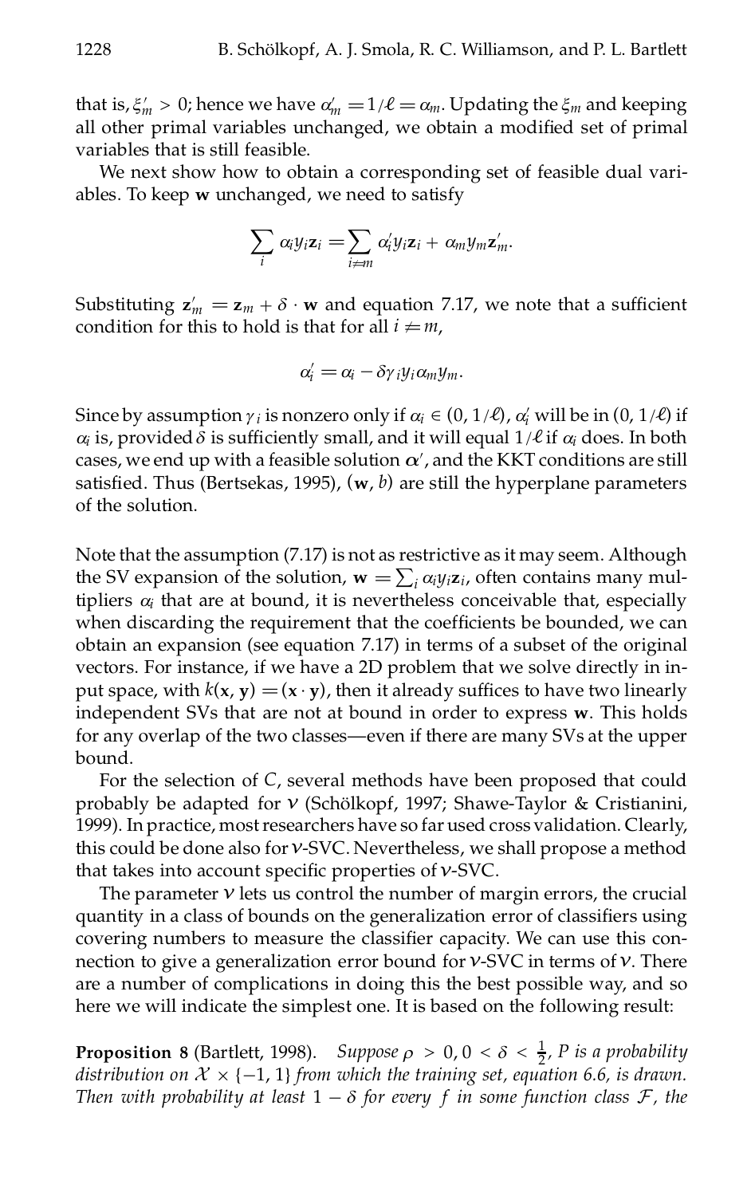that is, $\xi'_m > 0$; hence we have $\alpha'_m = 1/\ell = \alpha_m$. Updating the $\xi_m$ and keeping all other primal variables unchanged, we obtain a modified set of primal variables that is still feasible.

We next show how to obtain a corresponding set of feasible dual variables. To keep $\mathbf{w}$ unchanged, we need to satisfy

$$\sum_i \alpha_i y_i \mathbf{z}_i = \sum_{i \neq m} \alpha'_i y_i \mathbf{z}_i + \alpha_m y_m \mathbf{z}'_m.$$

Substituting $\mathbf{z}'_m = \mathbf{z}_m + \delta \cdot \mathbf{w}$ and equation 7.17, we note that a sufficient condition for this to hold is that for all $i \neq m$,

$$\alpha'_i = \alpha_i - \delta \gamma_i y_i \alpha_m y_m.$$

Since by assumption $\gamma_i$ is nonzero only if $\alpha_i \in (0, 1/\ell)$, $\alpha'_i$ will be in $(0, 1/\ell)$ if $\alpha_i$ is, provided $\delta$ is sufficiently small, and it will equal $1/\ell$ if $\alpha_i$ does. In both cases, we end up with a feasible solution $\boldsymbol{\alpha}'$, and the KKT conditions are still satisfied. Thus (Bertsekas, 1995), $(\mathbf{w}, b)$ are still the hyperplane parameters of the solution.

Note that the assumption (7.17) is not as restrictive as it may seem. Although the SV expansion of the solution, $\mathbf{w} = \sum_i \alpha_i y_i \mathbf{z}_i$, often contains many multipliers $\alpha_i$ that are at bound, it is nevertheless conceivable that, especially when discarding the requirement that the coefficients be bounded, we can obtain an expansion (see equation 7.17) in terms of a subset of the original vectors. For instance, if we have a 2D problem that we solve directly in input space, with $k(\mathbf{x}, \mathbf{y}) = (\mathbf{x} \cdot \mathbf{y})$, then it already suffices to have two linearly independent SVs that are not at bound in order to express $\mathbf{w}$. This holds for any overlap of the two classes—even if there are many SVs at the upper bound.

For the selection of $C$, several methods have been proposed that could probably be adapted for $\nu$ (Schölkopf, 1997; Shawe-Taylor & Cristianini, 1999). In practice, most researchers have so far used cross validation. Clearly, this could be done also for $\nu$-SVC. Nevertheless, we shall propose a method that takes into account specific properties of $\nu$-SVC.

The parameter $\nu$ lets us control the number of margin errors, the crucial quantity in a class of bounds on the generalization error of classifiers using covering numbers to measure the classifier capacity. We can use this connection to give a generalization error bound for $\nu$-SVC in terms of $\nu$. There are a number of complications in doing this the best possible way, and so here we will indicate the simplest one. It is based on the following result:

**Proposition 8** (Bartlett, 1998). *Suppose $\rho > 0$, $0 < \delta < \frac{1}{2}$, $P$ is a probability distribution on $\mathcal{X} \times \{-1, 1\}$ from which the training set, equation 6.6, is drawn. Then with probability at least $1 - \delta$ for every $f$ in some function class $\mathcal{F}$, the*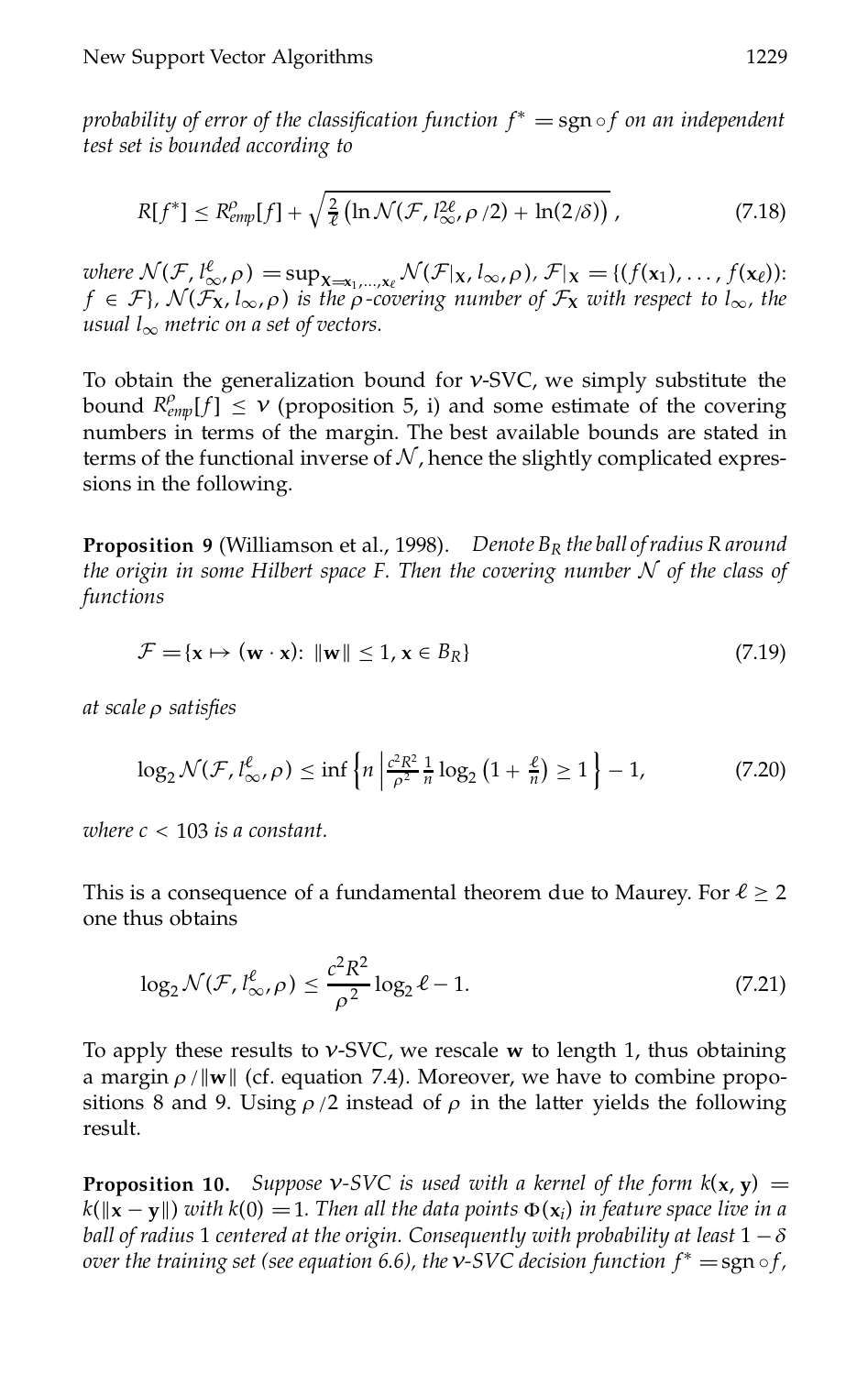*probability of error of the classification function $f^* = \operatorname{sgn} \circ f$ on an independent test set is bounded according to*

$$R[f^*] \leq R_{emp}^{\rho}[f] + \sqrt{\tfrac{2}{\ell}\left(\ln \mathcal{N}(\mathcal{F}, l_\infty^{2\ell}, \rho/2) + \ln(2/\delta)\right)}, \tag{7.18}$$

*where $\mathcal{N}(\mathcal{F}, l_\infty^{\ell}, \rho) = \sup_{\mathbf{X}=\mathbf{x}_1,\ldots,\mathbf{x}_\ell} \mathcal{N}(\mathcal{F}|_{\mathbf{X}}, l_\infty, \rho)$, $\mathcal{F}|_{\mathbf{X}} = \{(f(\mathbf{x}_1), \ldots, f(\mathbf{x}_\ell)): f \in \mathcal{F}\}$, $\mathcal{N}(\mathcal{F}_{\mathbf{X}}, l_\infty, \rho)$ is the $\rho$-covering number of $\mathcal{F}_{\mathbf{X}}$ with respect to $l_\infty$, the usual $l_\infty$ metric on a set of vectors.*

To obtain the generalization bound for $\nu$-SVC, we simply substitute the bound $R_{emp}^{\rho}[f] \leq \nu$ (proposition 5, i) and some estimate of the covering numbers in terms of the margin. The best available bounds are stated in terms of the functional inverse of $\mathcal{N}$, hence the slightly complicated expressions in the following.

**Proposition 9** (Williamson et al., 1998). *Denote $B_R$ the ball of radius $R$ around the origin in some Hilbert space $F$. Then the covering number $\mathcal{N}$ of the class of functions*

$$\mathcal{F} = \{\mathbf{x} \mapsto (\mathbf{w} \cdot \mathbf{x}) : \|\mathbf{w}\| \leq 1, \mathbf{x} \in B_R\} \tag{7.19}$$

*at scale $\rho$ satisfies*

$$\log_2 \mathcal{N}(\mathcal{F}, l_\infty^{\ell}, \rho) \leq \inf\left\{ n \,\middle|\, \tfrac{c^2 R^2}{\rho^2} \tfrac{1}{n} \log_2\left(1 + \tfrac{\ell}{n}\right) \geq 1 \right\} - 1, \tag{7.20}$$

*where $c < 103$ is a constant.*

This is a consequence of a fundamental theorem due to Maurey. For $\ell \geq 2$ one thus obtains

$$\log_2 \mathcal{N}(\mathcal{F}, l_\infty^{\ell}, \rho) \leq \frac{c^2 R^2}{\rho^2} \log_2 \ell - 1. \tag{7.21}$$

To apply these results to $\nu$-SVC, we rescale $\mathbf{w}$ to length 1, thus obtaining a margin $\rho/\|\mathbf{w}\|$ (cf. equation 7.4). Moreover, we have to combine propositions 8 and 9. Using $\rho/2$ instead of $\rho$ in the latter yields the following result.

**Proposition 10.** *Suppose $\nu$-SVC is used with a kernel of the form $k(\mathbf{x}, \mathbf{y}) = k(\|\mathbf{x} - \mathbf{y}\|)$ with $k(0) = 1$. Then all the data points $\Phi(\mathbf{x}_i)$ in feature space live in a ball of radius 1 centered at the origin. Consequently with probability at least $1 - \delta$ over the training set (see equation 6.6), the $\nu$-SVC decision function $f^* = \operatorname{sgn} \circ f$,*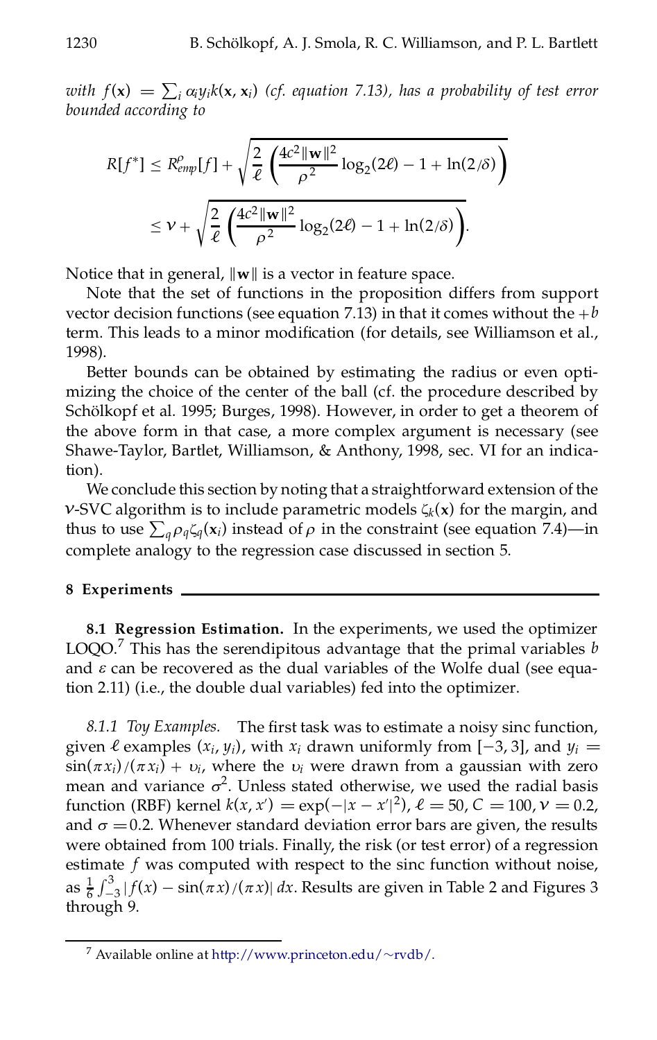*with* $f(\mathbf{x}) = \sum_i \alpha_i y_i k(\mathbf{x}, \mathbf{x}_i)$ *(cf. equation 7.13), has a probability of test error bounded according to*

$$R[f^*] \leq R^{\rho}_{emp}[f] + \sqrt{\frac{2}{\ell}\left(\frac{4c^2\|\mathbf{w}\|^2}{\rho^2}\log_2(2\ell) - 1 + \ln(2/\delta)\right)}$$
$$\leq \nu + \sqrt{\frac{2}{\ell}\left(\frac{4c^2\|\mathbf{w}\|^2}{\rho^2}\log_2(2\ell) - 1 + \ln(2/\delta)\right)}.$$

Notice that in general, $\|\mathbf{w}\|$ is a vector in feature space.

Note that the set of functions in the proposition differs from support vector decision functions (see equation 7.13) in that it comes without the $+b$ term. This leads to a minor modification (for details, see Williamson et al., 1998).

Better bounds can be obtained by estimating the radius or even optimizing the choice of the center of the ball (cf. the procedure described by Schölkopf et al. 1995; Burges, 1998). However, in order to get a theorem of the above form in that case, a more complex argument is necessary (see Shawe-Taylor, Bartlet, Williamson, & Anthony, 1998, sec. VI for an indication).

We conclude this section by noting that a straightforward extension of the $\nu$-SVC algorithm is to include parametric models $\zeta_k(\mathbf{x})$ for the margin, and thus to use $\sum_q \rho_q \zeta_q(\mathbf{x}_i)$ instead of $\rho$ in the constraint (see equation 7.4)—in complete analogy to the regression case discussed in section 5.

## 8 Experiments

**8.1 Regression Estimation.** In the experiments, we used the optimizer LOQO.[7] This has the serendipitous advantage that the primal variables $b$ and $\varepsilon$ can be recovered as the dual variables of the Wolfe dual (see equation 2.11) (i.e., the double dual variables) fed into the optimizer.

*8.1.1 Toy Examples.* The first task was to estimate a noisy sinc function, given $\ell$ examples $(x_i, y_i)$, with $x_i$ drawn uniformly from $[-3, 3]$, and $y_i = \sin(\pi x_i)/(\pi x_i) + \upsilon_i$, where the $\upsilon_i$ were drawn from a gaussian with zero mean and variance $\sigma^2$. Unless stated otherwise, we used the radial basis function (RBF) kernel $k(x, x') = \exp(-|x - x'|^2)$, $\ell = 50$, $C = 100$, $\nu = 0.2$, and $\sigma = 0.2$. Whenever standard deviation error bars are given, the results were obtained from 100 trials. Finally, the risk (or test error) of a regression estimate $f$ was computed with respect to the sinc function without noise, as $\frac{1}{6}\int_{-3}^{3} |f(x) - \sin(\pi x)/(\pi x)|\, dx$. Results are given in Table 2 and Figures 3 through 9.

[7] Available online at http://www.princeton.edu/~rvdb/.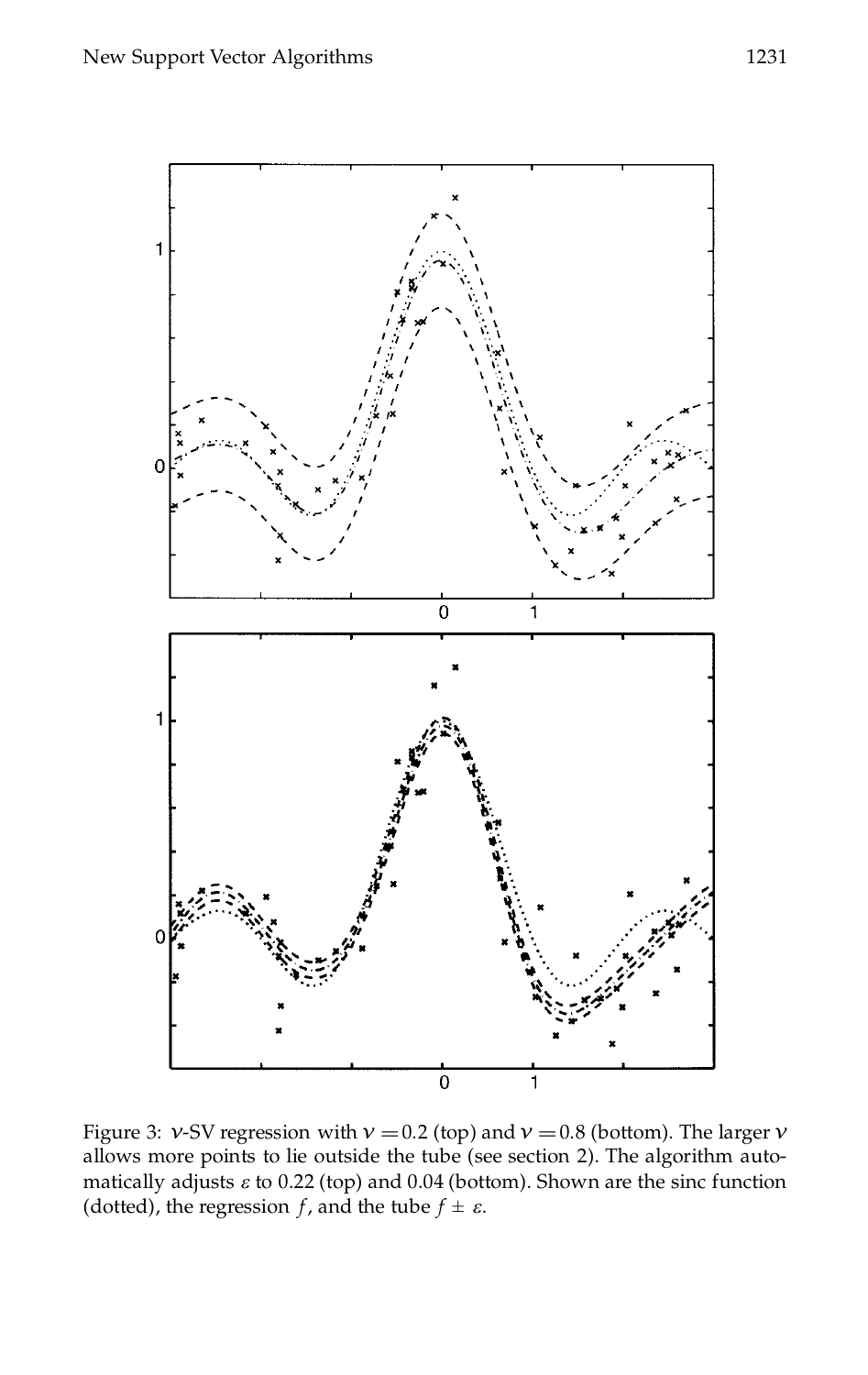Figure 3: $\nu$-SV regression with $\nu = 0.2$ (top) and $\nu = 0.8$ (bottom). The larger $\nu$ allows more points to lie outside the tube (see section 2). The algorithm automatically adjusts $\varepsilon$ to 0.22 (top) and 0.04 (bottom). Shown are the sinc function (dotted), the regression $f$, and the tube $f \pm \varepsilon$.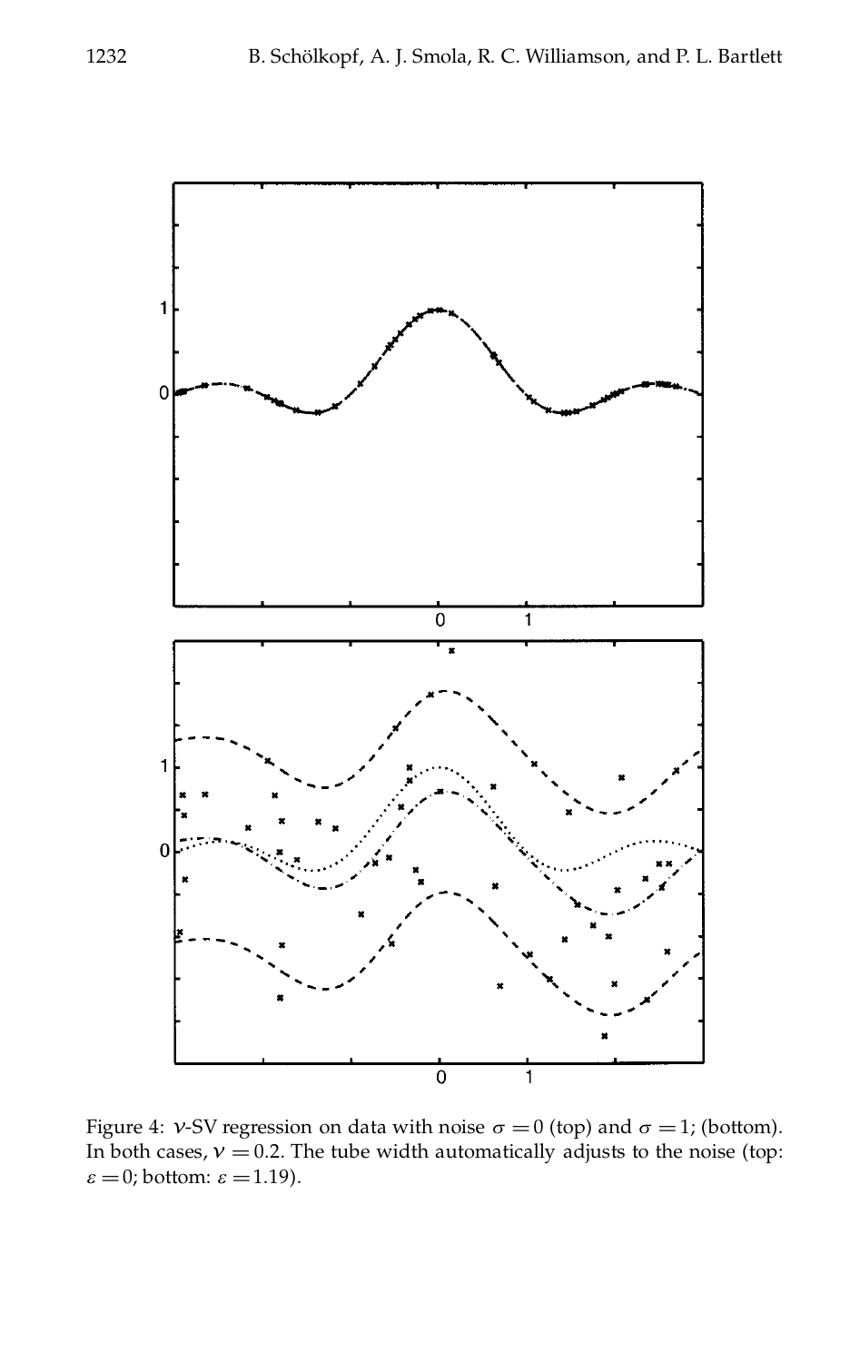Figure 4: $\nu$-SV regression on data with noise $\sigma = 0$ (top) and $\sigma = 1$; (bottom). In both cases, $\nu = 0.2$. The tube width automatically adjusts to the noise (top: $\varepsilon = 0$; bottom: $\varepsilon = 1.19$).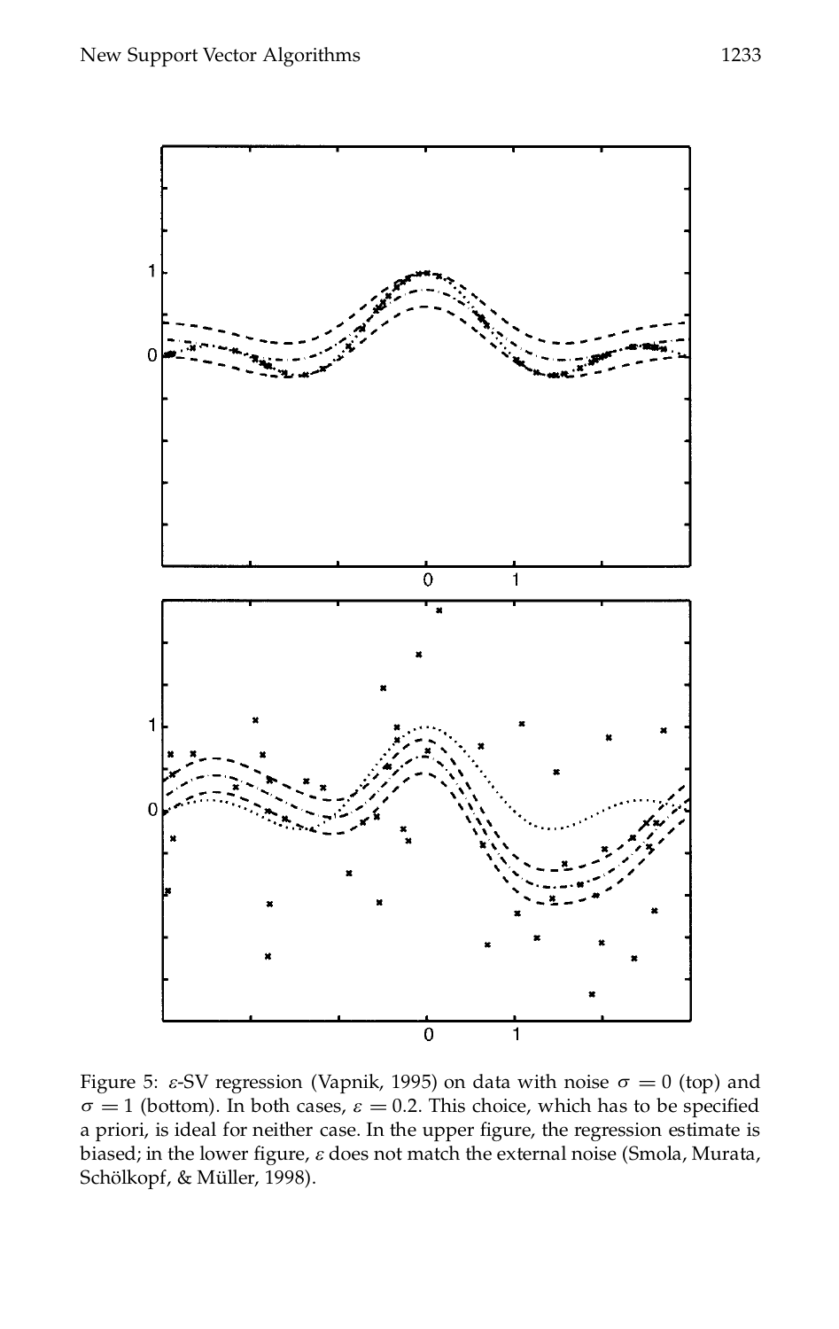Figure 5: $\varepsilon$-SV regression (Vapnik, 1995) on data with noise $\sigma = 0$ (top) and $\sigma = 1$ (bottom). In both cases, $\varepsilon = 0.2$. This choice, which has to be specified a priori, is ideal for neither case. In the upper figure, the regression estimate is biased; in the lower figure, $\varepsilon$ does not match the external noise (Smola, Murata, Schölkopf, & Müller, 1998).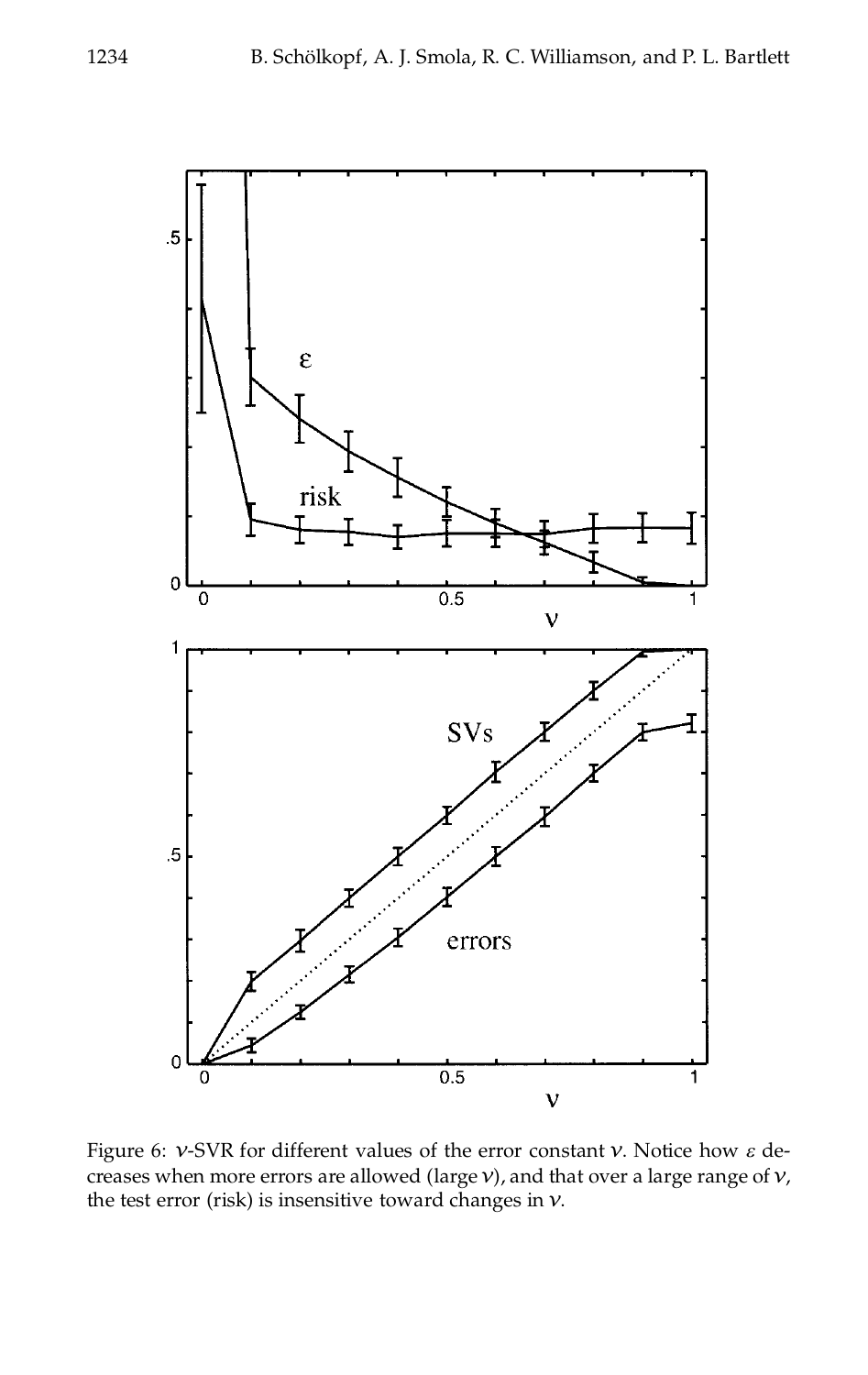Figure 6: $\nu$-SVR for different values of the error constant $\nu$. Notice how $\varepsilon$ decreases when more errors are allowed (large $\nu$), and that over a large range of $\nu$, the test error (risk) is insensitive toward changes in $\nu$.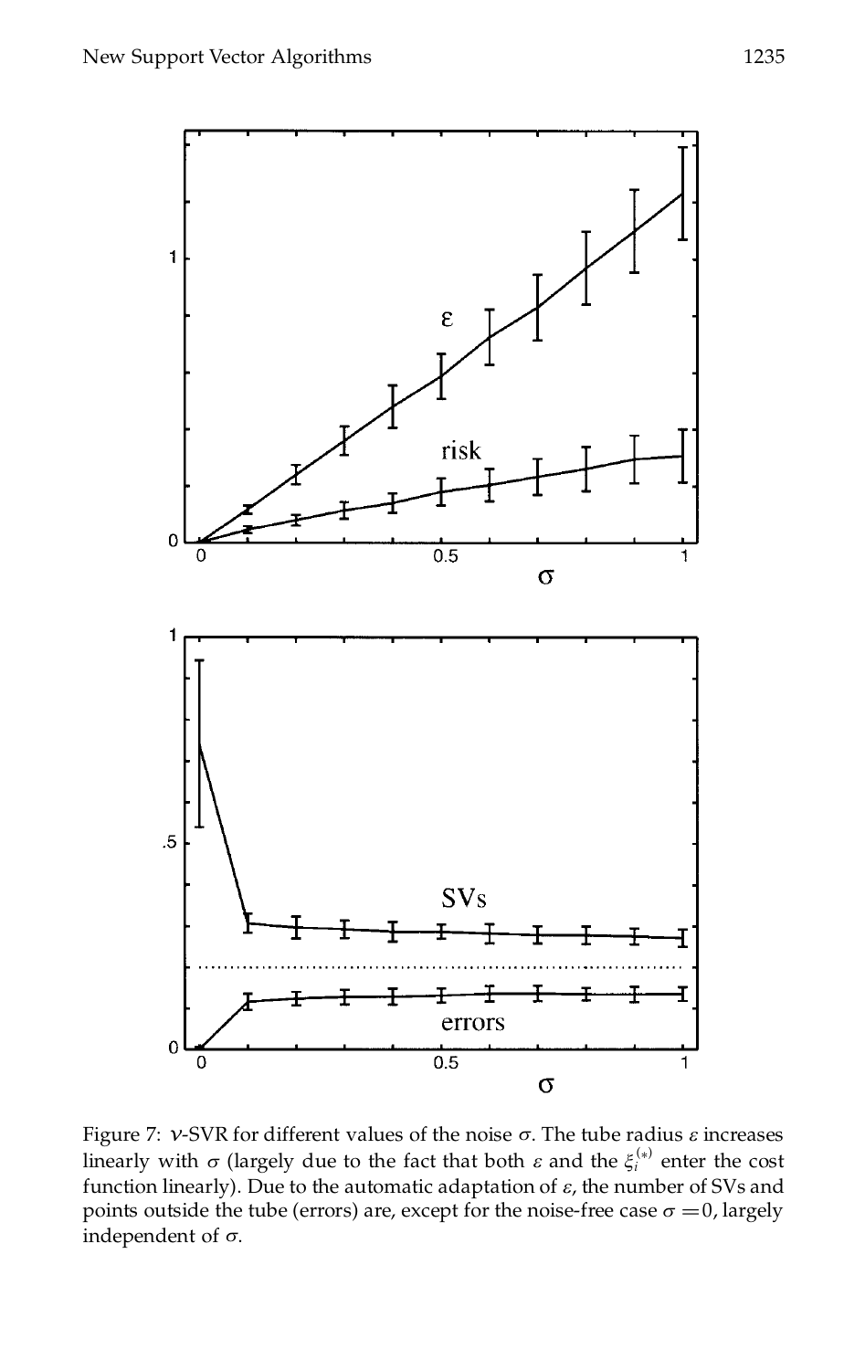Figure 7: $\nu$-SVR for different values of the noise $\sigma$. The tube radius $\varepsilon$ increases linearly with $\sigma$ (largely due to the fact that both $\varepsilon$ and the $\xi_i^{(*)}$ enter the cost function linearly). Due to the automatic adaptation of $\varepsilon$, the number of SVs and points outside the tube (errors) are, except for the noise-free case $\sigma = 0$, largely independent of $\sigma$.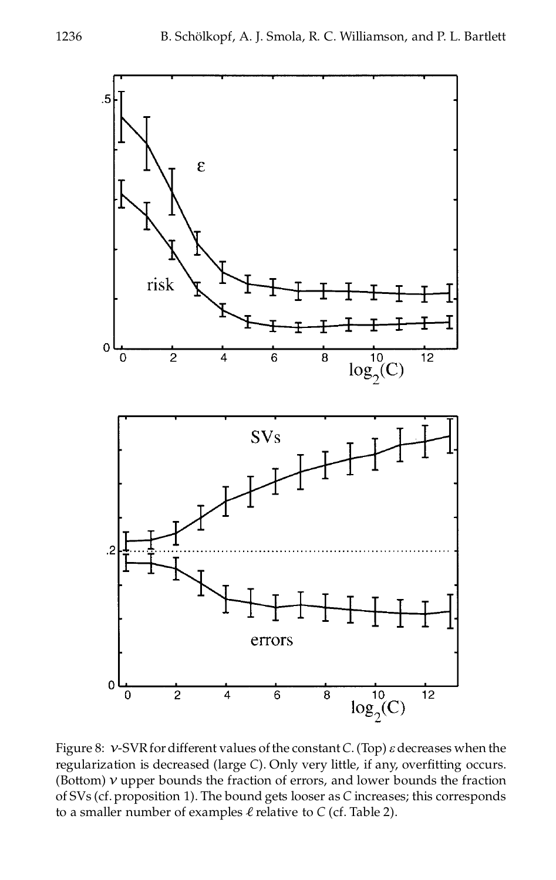Figure 8: $\nu$-SVR for different values of the constant $C$. (Top) $\varepsilon$ decreases when the regularization is decreased (large $C$). Only very little, if any, overfitting occurs. (Bottom) $\nu$ upper bounds the fraction of errors, and lower bounds the fraction of SVs (cf. proposition 1). The bound gets looser as $C$ increases; this corresponds to a smaller number of examples $\ell$ relative to $C$ (cf. Table 2).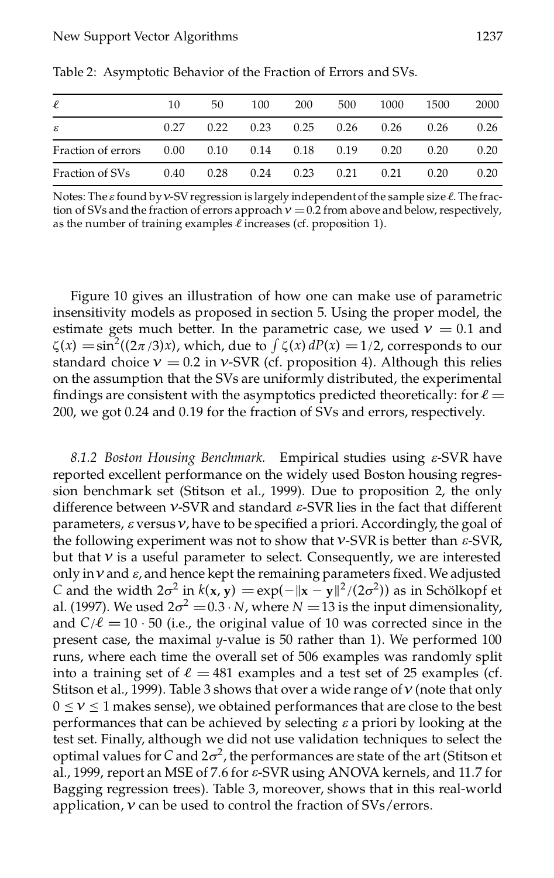Table 2: Asymptotic Behavior of the Fraction of Errors and SVs.

| $\ell$ | 10 | 50 | 100 | 200 | 500 | 1000 | 1500 | 2000 |
|---|---|---|---|---|---|---|---|---|
| $\varepsilon$ | 0.27 | 0.22 | 0.23 | 0.25 | 0.26 | 0.26 | 0.26 | 0.26 |
| Fraction of errors | 0.00 | 0.10 | 0.14 | 0.18 | 0.19 | 0.20 | 0.20 | 0.20 |
| Fraction of SVs | 0.40 | 0.28 | 0.24 | 0.23 | 0.21 | 0.21 | 0.20 | 0.20 |

Notes: The $\varepsilon$ found by $\nu$-SV regression is largely independent of the sample size $\ell$. The fraction of SVs and the fraction of errors approach $\nu = 0.2$ from above and below, respectively, as the number of training examples $\ell$ increases (cf. proposition 1).

Figure 10 gives an illustration of how one can make use of parametric insensitivity models as proposed in section 5. Using the proper model, the estimate gets much better. In the parametric case, we used $\nu = 0.1$ and $\zeta(x) = \sin^2((2\pi/3)x)$, which, due to $\int \zeta(x)\, dP(x) = 1/2$, corresponds to our standard choice $\nu = 0.2$ in $\nu$-SVR (cf. proposition 4). Although this relies on the assumption that the SVs are uniformly distributed, the experimental findings are consistent with the asymptotics predicted theoretically: for $\ell = 200$, we got 0.24 and 0.19 for the fraction of SVs and errors, respectively.

*8.1.2 Boston Housing Benchmark.* Empirical studies using $\varepsilon$-SVR have reported excellent performance on the widely used Boston housing regression benchmark set (Stitson et al., 1999). Due to proposition 2, the only difference between $\nu$-SVR and standard $\varepsilon$-SVR lies in the fact that different parameters, $\varepsilon$ versus $\nu$, have to be specified a priori. Accordingly, the goal of the following experiment was not to show that $\nu$-SVR is better than $\varepsilon$-SVR, but that $\nu$ is a useful parameter to select. Consequently, we are interested only in $\nu$ and $\varepsilon$, and hence kept the remaining parameters fixed. We adjusted $C$ and the width $2\sigma^2$ in $k(\mathbf{x}, \mathbf{y}) = \exp(-\|\mathbf{x} - \mathbf{y}\|^2/(2\sigma^2))$ as in Schölkopf et al. (1997). We used $2\sigma^2 = 0.3 \cdot N$, where $N = 13$ is the input dimensionality, and $C/\ell = 10 \cdot 50$ (i.e., the original value of 10 was corrected since in the present case, the maximal $y$-value is 50 rather than 1). We performed 100 runs, where each time the overall set of 506 examples was randomly split into a training set of $\ell = 481$ examples and a test set of 25 examples (cf. Stitson et al., 1999). Table 3 shows that over a wide range of $\nu$ (note that only $0 \leq \nu \leq 1$ makes sense), we obtained performances that are close to the best performances that can be achieved by selecting $\varepsilon$ a priori by looking at the test set. Finally, although we did not use validation techniques to select the optimal values for $C$ and $2\sigma^2$, the performances are state of the art (Stitson et al., 1999, report an MSE of 7.6 for $\varepsilon$-SVR using ANOVA kernels, and 11.7 for Bagging regression trees). Table 3, moreover, shows that in this real-world application, $\nu$ can be used to control the fraction of SVs/errors.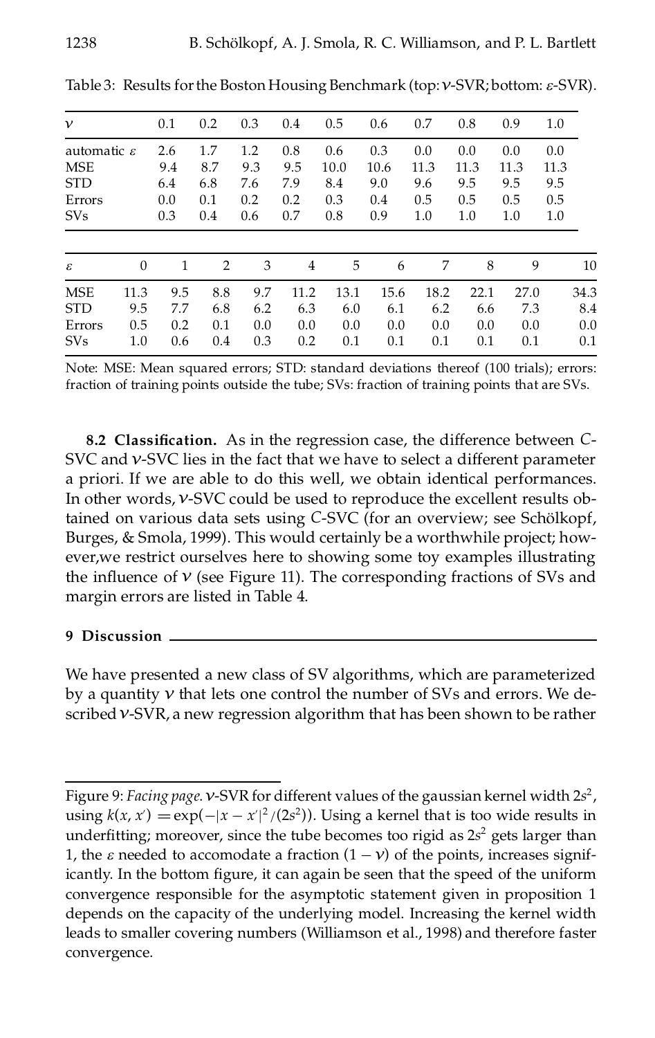Table 3: Results for the Boston Housing Benchmark (top: $\nu$-SVR; bottom: $\varepsilon$-SVR).

| $\nu$ | 0.1 | 0.2 | 0.3 | 0.4 | 0.5 | 0.6 | 0.7 | 0.8 | 0.9 | 1.0 |
|---|---|---|---|---|---|---|---|---|---|---|
| automatic $\varepsilon$ | 2.6 | 1.7 | 1.2 | 0.8 | 0.6 | 0.3 | 0.0 | 0.0 | 0.0 | 0.0 |
| MSE | 9.4 | 8.7 | 9.3 | 9.5 | 10.0 | 10.6 | 11.3 | 11.3 | 11.3 | 11.3 |
| STD | 6.4 | 6.8 | 7.6 | 7.9 | 8.4 | 9.0 | 9.6 | 9.5 | 9.5 | 9.5 |
| Errors | 0.0 | 0.1 | 0.2 | 0.2 | 0.3 | 0.4 | 0.5 | 0.5 | 0.5 | 0.5 |
| SVs | 0.3 | 0.4 | 0.6 | 0.7 | 0.8 | 0.9 | 1.0 | 1.0 | 1.0 | 1.0 |

| $\varepsilon$ | 0 | 1 | 2 | 3 | 4 | 5 | 6 | 7 | 8 | 9 | 10 |
|---|---|---|---|---|---|---|---|---|---|---|---|
| MSE | 11.3 | 9.5 | 8.8 | 9.7 | 11.2 | 13.1 | 15.6 | 18.2 | 22.1 | 27.0 | 34.3 |
| STD | 9.5 | 7.7 | 6.8 | 6.2 | 6.3 | 6.0 | 6.1 | 6.2 | 6.6 | 7.3 | 8.4 |
| Errors | 0.5 | 0.2 | 0.1 | 0.0 | 0.0 | 0.0 | 0.0 | 0.0 | 0.0 | 0.0 | 0.0 |
| SVs | 1.0 | 0.6 | 0.4 | 0.3 | 0.2 | 0.1 | 0.1 | 0.1 | 0.1 | 0.1 | 0.1 |

Note: MSE: Mean squared errors; STD: standard deviations thereof (100 trials); errors: fraction of training points outside the tube; SVs: fraction of training points that are SVs.

**8.2 Classification.** As in the regression case, the difference between $C$-SVC and $\nu$-SVC lies in the fact that we have to select a different parameter a priori. If we are able to do this well, we obtain identical performances. In other words, $\nu$-SVC could be used to reproduce the excellent results obtained on various data sets using $C$-SVC (for an overview; see Schölkopf, Burges, & Smola, 1999). This would certainly be a worthwhile project; however,we restrict ourselves here to showing some toy examples illustrating the influence of $\nu$ (see Figure 11). The corresponding fractions of SVs and margin errors are listed in Table 4.

## 9 Discussion

We have presented a new class of SV algorithms, which are parameterized by a quantity $\nu$ that lets one control the number of SVs and errors. We described $\nu$-SVR, a new regression algorithm that has been shown to be rather

Figure 9: *Facing page.* $\nu$-SVR for different values of the gaussian kernel width $2s^2$, using $k(x, x') = \exp(-|x - x'|^2/(2s^2))$. Using a kernel that is too wide results in underfitting; moreover, since the tube becomes too rigid as $2s^2$ gets larger than 1, the $\varepsilon$ needed to accomodate a fraction $(1 - \nu)$ of the points, increases significantly. In the bottom figure, it can again be seen that the speed of the uniform convergence responsible for the asymptotic statement given in proposition 1 depends on the capacity of the underlying model. Increasing the kernel width leads to smaller covering numbers (Williamson et al., 1998) and therefore faster convergence.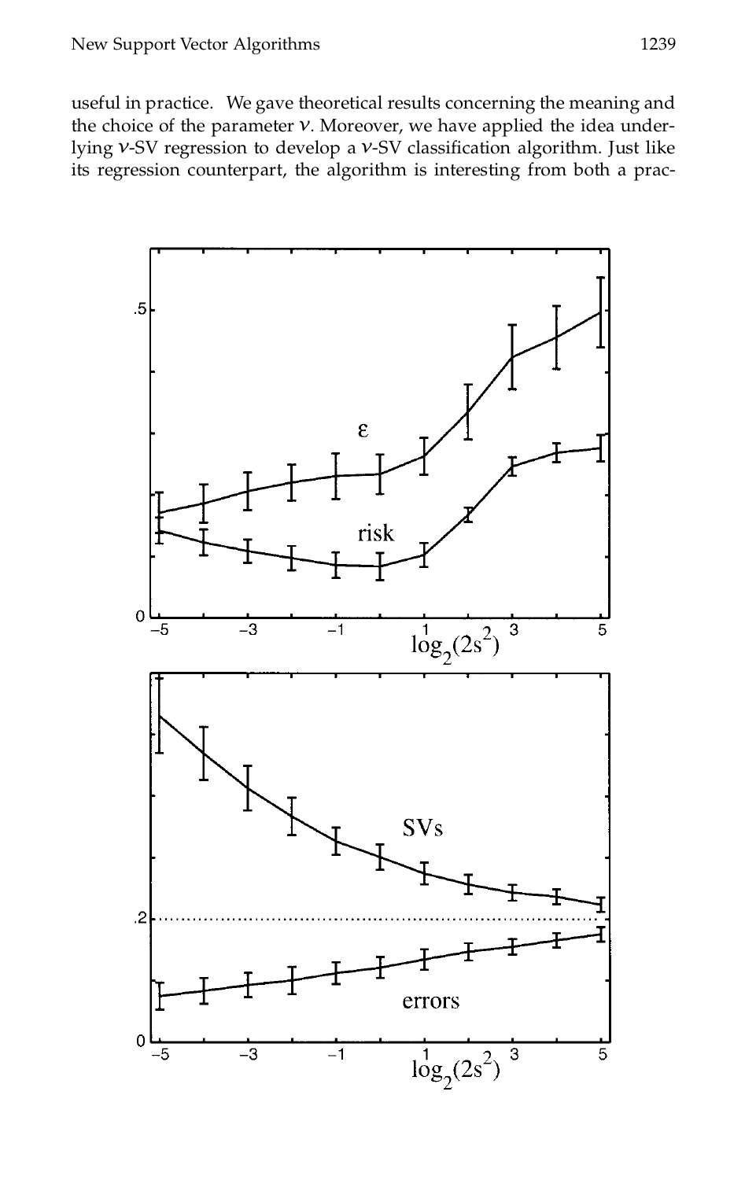useful in practice. We gave theoretical results concerning the meaning and the choice of the parameter $\nu$. Moreover, we have applied the idea underlying $\nu$-SV regression to develop a $\nu$-SV classification algorithm. Just like its regression counterpart, the algorithm is interesting from both a prac-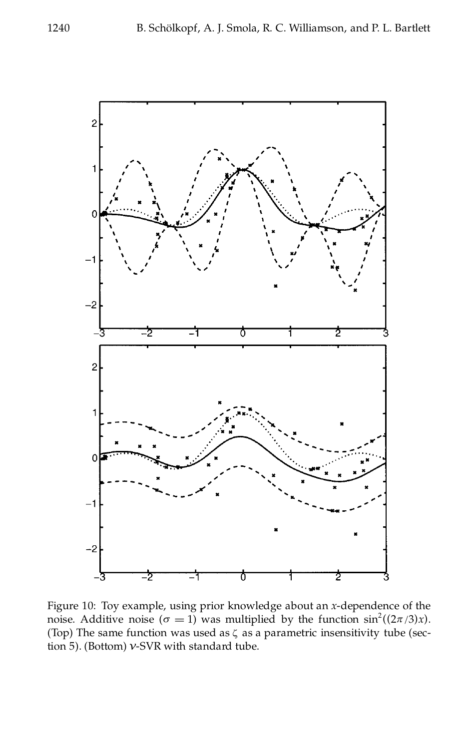Figure 10: Toy example, using prior knowledge about an $x$-dependence of the noise. Additive noise ($\sigma = 1$) was multiplied by the function $\sin^2((2\pi/3)x)$. (Top) The same function was used as $\zeta$ as a parametric insensitivity tube (section 5). (Bottom) $\nu$-SVR with standard tube.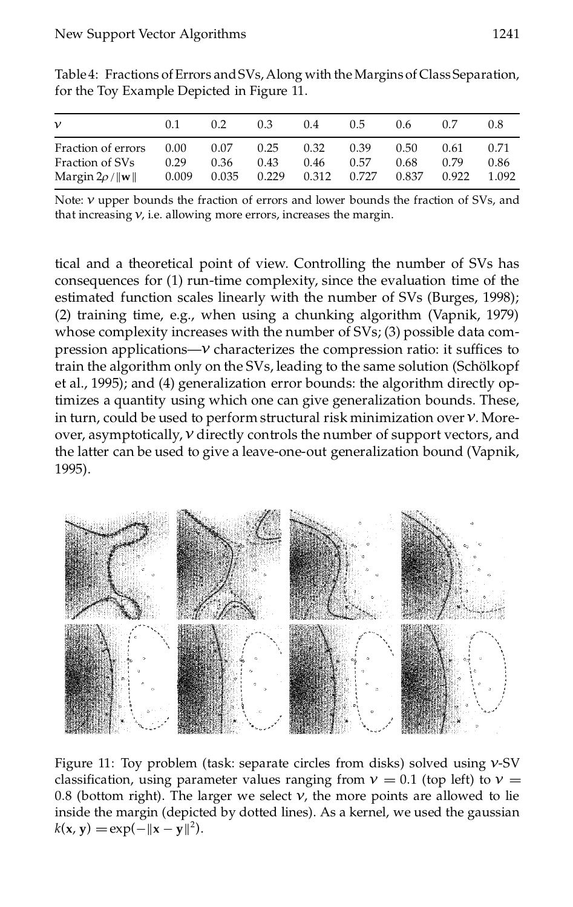Table 4: Fractions of Errors and SVs, Along with the Margins of Class Separation, for the Toy Example Depicted in Figure 11.

| $\nu$ | 0.1 | 0.2 | 0.3 | 0.4 | 0.5 | 0.6 | 0.7 | 0.8 |
|---|---|---|---|---|---|---|---|---|
| Fraction of errors | 0.00 | 0.07 | 0.25 | 0.32 | 0.39 | 0.50 | 0.61 | 0.71 |
| Fraction of SVs | 0.29 | 0.36 | 0.43 | 0.46 | 0.57 | 0.68 | 0.79 | 0.86 |
| Margin $2\rho / \|\mathbf{w}\|$ | 0.009 | 0.035 | 0.229 | 0.312 | 0.727 | 0.837 | 0.922 | 1.092 |

Note: $\nu$ upper bounds the fraction of errors and lower bounds the fraction of SVs, and that increasing $\nu$, i.e. allowing more errors, increases the margin.

tical and a theoretical point of view. Controlling the number of SVs has consequences for (1) run-time complexity, since the evaluation time of the estimated function scales linearly with the number of SVs (Burges, 1998); (2) training time, e.g., when using a chunking algorithm (Vapnik, 1979) whose complexity increases with the number of SVs; (3) possible data compression applications—$\nu$ characterizes the compression ratio: it suffices to train the algorithm only on the SVs, leading to the same solution (Schölkopf et al., 1995); and (4) generalization error bounds: the algorithm directly optimizes a quantity using which one can give generalization bounds. These, in turn, could be used to perform structural risk minimization over $\nu$. Moreover, asymptotically, $\nu$ directly controls the number of support vectors, and the latter can be used to give a leave-one-out generalization bound (Vapnik, 1995).

Figure 11: Toy problem (task: separate circles from disks) solved using $\nu$-SV classification, using parameter values ranging from $\nu = 0.1$ (top left) to $\nu = 0.8$ (bottom right). The larger we select $\nu$, the more points are allowed to lie inside the margin (depicted by dotted lines). As a kernel, we used the gaussian $k(\mathbf{x}, \mathbf{y}) = \exp(-\|\mathbf{x} - \mathbf{y}\|^2)$.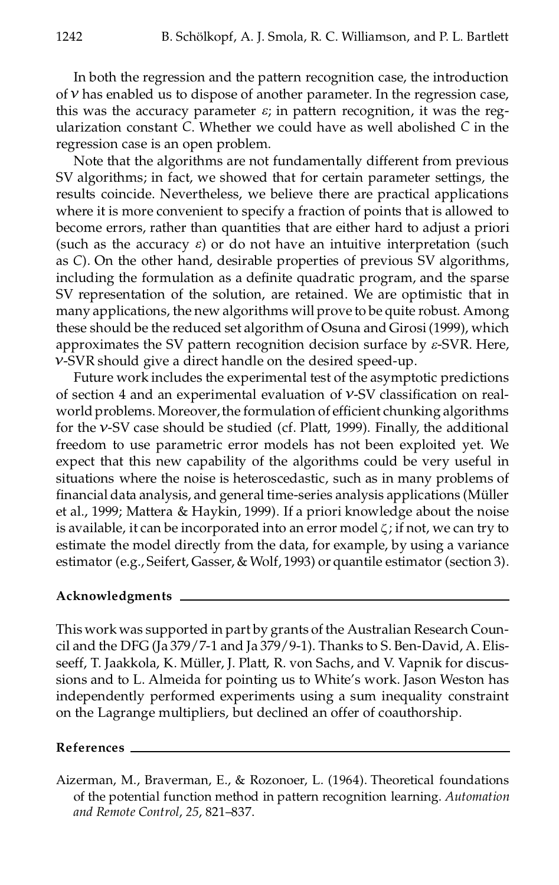In both the regression and the pattern recognition case, the introduction of $\nu$ has enabled us to dispose of another parameter. In the regression case, this was the accuracy parameter $\varepsilon$; in pattern recognition, it was the regularization constant $C$. Whether we could have as well abolished $C$ in the regression case is an open problem.

Note that the algorithms are not fundamentally different from previous SV algorithms; in fact, we showed that for certain parameter settings, the results coincide. Nevertheless, we believe there are practical applications where it is more convenient to specify a fraction of points that is allowed to become errors, rather than quantities that are either hard to adjust a priori (such as the accuracy $\varepsilon$) or do not have an intuitive interpretation (such as $C$). On the other hand, desirable properties of previous SV algorithms, including the formulation as a definite quadratic program, and the sparse SV representation of the solution, are retained. We are optimistic that in many applications, the new algorithms will prove to be quite robust. Among these should be the reduced set algorithm of Osuna and Girosi (1999), which approximates the SV pattern recognition decision surface by $\varepsilon$-SVR. Here, $\nu$-SVR should give a direct handle on the desired speed-up.

Future work includes the experimental test of the asymptotic predictions of section 4 and an experimental evaluation of $\nu$-SV classification on real-world problems. Moreover, the formulation of efficient chunking algorithms for the $\nu$-SV case should be studied (cf. Platt, 1999). Finally, the additional freedom to use parametric error models has not been exploited yet. We expect that this new capability of the algorithms could be very useful in situations where the noise is heteroscedastic, such as in many problems of financial data analysis, and general time-series analysis applications (Müller et al., 1999; Mattera & Haykin, 1999). If a priori knowledge about the noise is available, it can be incorporated into an error model $\zeta$; if not, we can try to estimate the model directly from the data, for example, by using a variance estimator (e.g., Seifert, Gasser, & Wolf, 1993) or quantile estimator (section 3).

## Acknowledgments

This work was supported in part by grants of the Australian Research Council and the DFG (Ja 379/7-1 and Ja 379/9-1). Thanks to S. Ben-David, A. Elisseeff, T. Jaakkola, K. Müller, J. Platt, R. von Sachs, and V. Vapnik for discussions and to L. Almeida for pointing us to White's work. Jason Weston has independently performed experiments using a sum inequality constraint on the Lagrange multipliers, but declined an offer of coauthorship.

## References

Aizerman, M., Braverman, E., & Rozonoer, L. (1964). Theoretical foundations of the potential function method in pattern recognition learning. *Automation and Remote Control*, *25*, 821–837.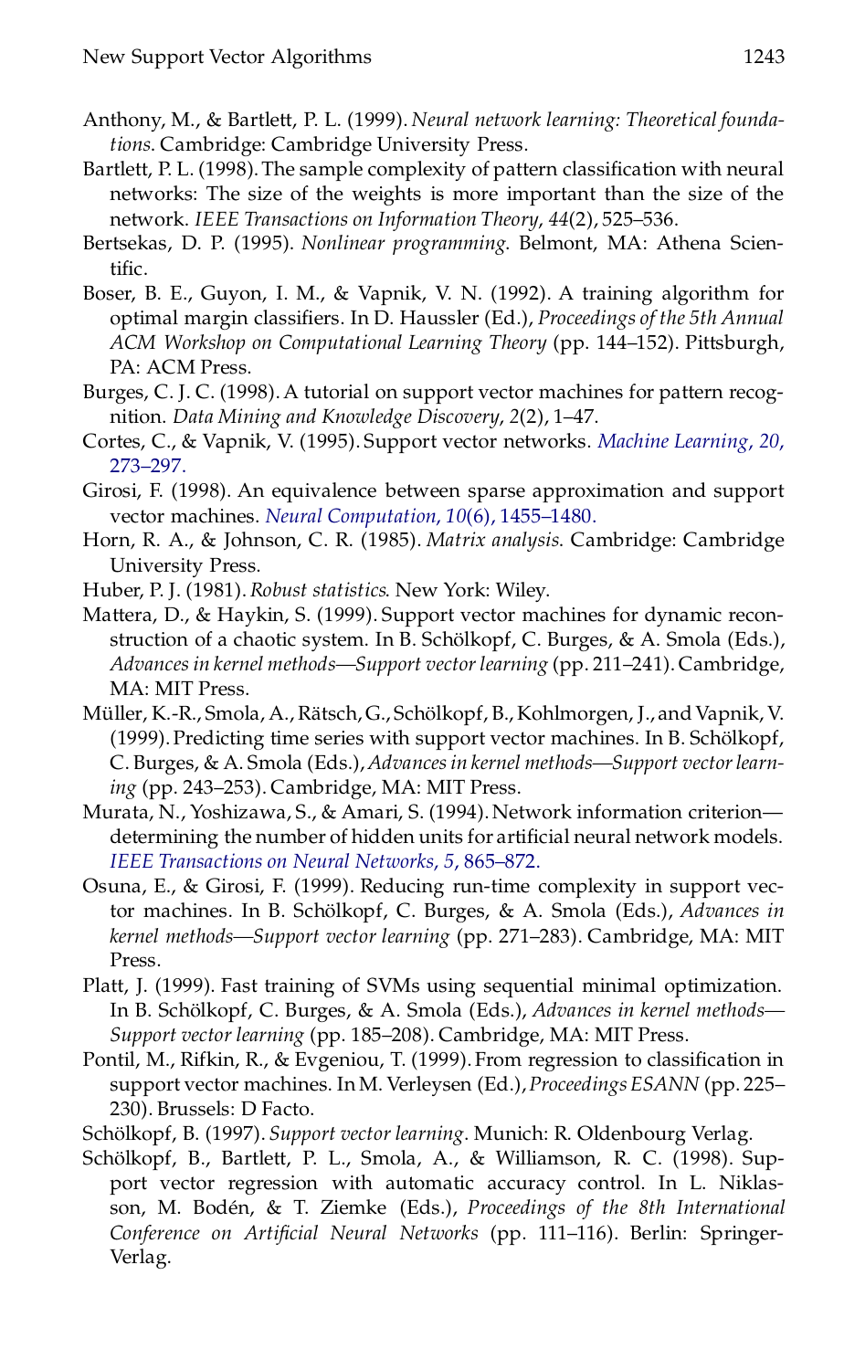Anthony, M., & Bartlett, P. L. (1999). *Neural network learning: Theoretical foundations*. Cambridge: Cambridge University Press.

Bartlett, P. L. (1998). The sample complexity of pattern classification with neural networks: The size of the weights is more important than the size of the network. *IEEE Transactions on Information Theory*, *44*(2), 525–536.

Bertsekas, D. P. (1995). *Nonlinear programming*. Belmont, MA: Athena Scientific.

Boser, B. E., Guyon, I. M., & Vapnik, V. N. (1992). A training algorithm for optimal margin classifiers. In D. Haussler (Ed.), *Proceedings of the 5th Annual ACM Workshop on Computational Learning Theory* (pp. 144–152). Pittsburgh, PA: ACM Press.

Burges, C. J. C. (1998). A tutorial on support vector machines for pattern recognition. *Data Mining and Knowledge Discovery*, *2*(2), 1–47.

Cortes, C., & Vapnik, V. (1995). Support vector networks. *Machine Learning*, *20*, 273–297.

Girosi, F. (1998). An equivalence between sparse approximation and support vector machines. *Neural Computation*, *10*(6), 1455–1480.

Horn, R. A., & Johnson, C. R. (1985). *Matrix analysis*. Cambridge: Cambridge University Press.

Huber, P. J. (1981). *Robust statistics*. New York: Wiley.

Mattera, D., & Haykin, S. (1999). Support vector machines for dynamic reconstruction of a chaotic system. In B. Schölkopf, C. Burges, & A. Smola (Eds.), *Advances in kernel methods—Support vector learning* (pp. 211–241). Cambridge, MA: MIT Press.

Müller, K.-R., Smola, A., Rätsch, G., Schölkopf, B., Kohlmorgen, J., and Vapnik, V. (1999). Predicting time series with support vector machines. In B. Schölkopf, C. Burges, & A. Smola (Eds.), *Advances in kernel methods—Support vector learning* (pp. 243–253). Cambridge, MA: MIT Press.

Murata, N., Yoshizawa, S., & Amari, S. (1994). Network information criterion—determining the number of hidden units for artificial neural network models. *IEEE Transactions on Neural Networks*, *5*, 865–872.

Osuna, E., & Girosi, F. (1999). Reducing run-time complexity in support vector machines. In B. Schölkopf, C. Burges, & A. Smola (Eds.), *Advances in kernel methods—Support vector learning* (pp. 271–283). Cambridge, MA: MIT Press.

Platt, J. (1999). Fast training of SVMs using sequential minimal optimization. In B. Schölkopf, C. Burges, & A. Smola (Eds.), *Advances in kernel methods—Support vector learning* (pp. 185–208). Cambridge, MA: MIT Press.

Pontil, M., Rifkin, R., & Evgeniou, T. (1999). From regression to classification in support vector machines. In M. Verleysen (Ed.), *Proceedings ESANN* (pp. 225–230). Brussels: D Facto.

Schölkopf, B. (1997). *Support vector learning*. Munich: R. Oldenbourg Verlag.

Schölkopf, B., Bartlett, P. L., Smola, A., & Williamson, R. C. (1998). Support vector regression with automatic accuracy control. In L. Niklasson, M. Bodén, & T. Ziemke (Eds.), *Proceedings of the 8th International Conference on Artificial Neural Networks* (pp. 111–116). Berlin: Springer-Verlag.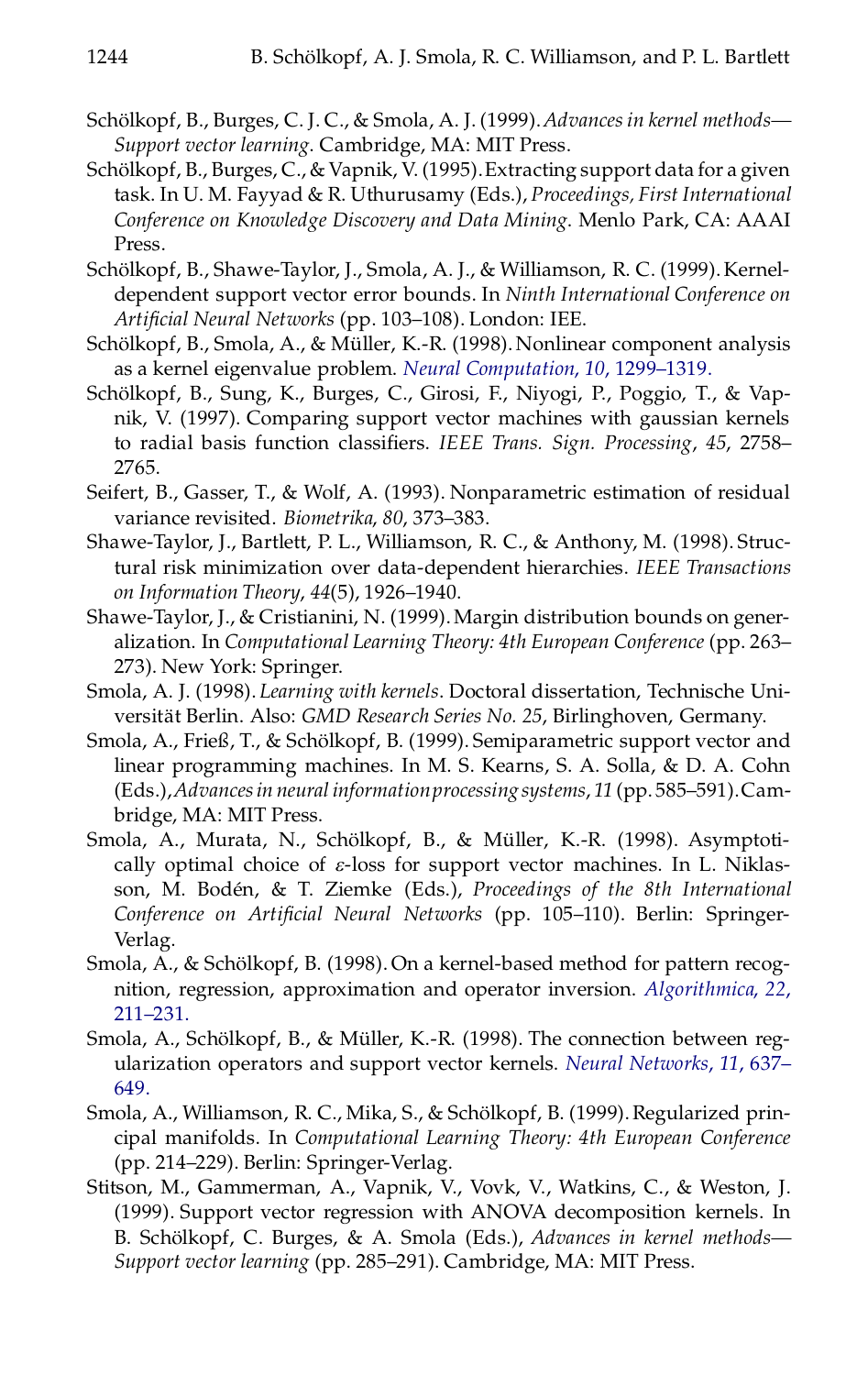Schölkopf, B., Burges, C. J. C., & Smola, A. J. (1999). *Advances in kernel methods—Support vector learning*. Cambridge, MA: MIT Press.

Schölkopf, B., Burges, C., & Vapnik, V. (1995). Extracting support data for a given task. In U. M. Fayyad & R. Uthurusamy (Eds.), *Proceedings, First International Conference on Knowledge Discovery and Data Mining*. Menlo Park, CA: AAAI Press.

Schölkopf, B., Shawe-Taylor, J., Smola, A. J., & Williamson, R. C. (1999). Kernel-dependent support vector error bounds. In *Ninth International Conference on Artificial Neural Networks* (pp. 103–108). London: IEE.

Schölkopf, B., Smola, A., & Müller, K.-R. (1998). Nonlinear component analysis as a kernel eigenvalue problem. *Neural Computation*, *10*, 1299–1319.

Schölkopf, B., Sung, K., Burges, C., Girosi, F., Niyogi, P., Poggio, T., & Vapnik, V. (1997). Comparing support vector machines with gaussian kernels to radial basis function classifiers. *IEEE Trans. Sign. Processing*, *45*, 2758–2765.

Seifert, B., Gasser, T., & Wolf, A. (1993). Nonparametric estimation of residual variance revisited. *Biometrika*, *80*, 373–383.

Shawe-Taylor, J., Bartlett, P. L., Williamson, R. C., & Anthony, M. (1998). Structural risk minimization over data-dependent hierarchies. *IEEE Transactions on Information Theory*, *44*(5), 1926–1940.

Shawe-Taylor, J., & Cristianini, N. (1999). Margin distribution bounds on generalization. In *Computational Learning Theory: 4th European Conference* (pp. 263–273). New York: Springer.

Smola, A. J. (1998). *Learning with kernels*. Doctoral dissertation, Technische Universität Berlin. Also: *GMD Research Series No. 25*, Birlinghoven, Germany.

Smola, A., Frieß, T., & Schölkopf, B. (1999). Semiparametric support vector and linear programming machines. In M. S. Kearns, S. A. Solla, & D. A. Cohn (Eds.), *Advances in neural information processing systems*, *11* (pp. 585–591). Cambridge, MA: MIT Press.

Smola, A., Murata, N., Schölkopf, B., & Müller, K.-R. (1998). Asymptotically optimal choice of $\varepsilon$-loss for support vector machines. In L. Niklasson, M. Bodén, & T. Ziemke (Eds.), *Proceedings of the 8th International Conference on Artificial Neural Networks* (pp. 105–110). Berlin: Springer-Verlag.

Smola, A., & Schölkopf, B. (1998). On a kernel-based method for pattern recognition, regression, approximation and operator inversion. *Algorithmica*, *22*, 211–231.

Smola, A., Schölkopf, B., & Müller, K.-R. (1998). The connection between regularization operators and support vector kernels. *Neural Networks*, *11*, 637–649.

Smola, A., Williamson, R. C., Mika, S., & Schölkopf, B. (1999). Regularized principal manifolds. In *Computational Learning Theory: 4th European Conference* (pp. 214–229). Berlin: Springer-Verlag.

Stitson, M., Gammerman, A., Vapnik, V., Vovk, V., Watkins, C., & Weston, J. (1999). Support vector regression with ANOVA decomposition kernels. In B. Schölkopf, C. Burges, & A. Smola (Eds.), *Advances in kernel methods—Support vector learning* (pp. 285–291). Cambridge, MA: MIT Press.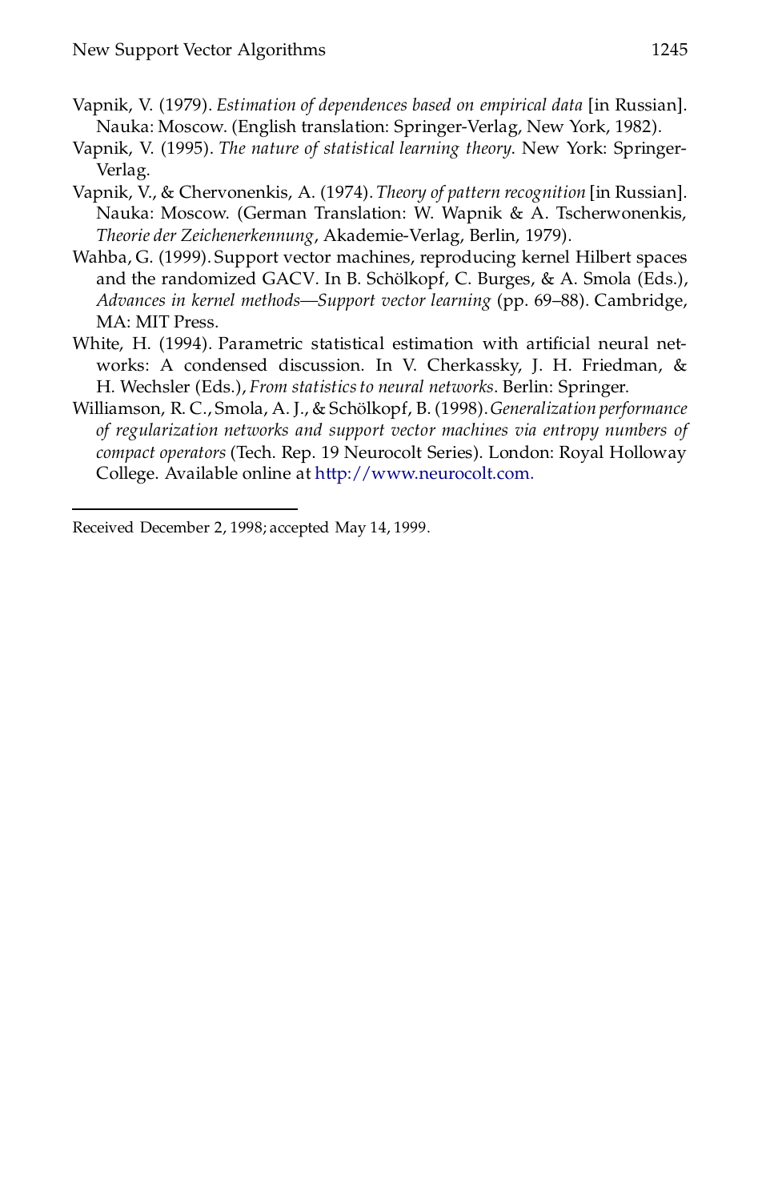Vapnik, V. (1979). *Estimation of dependences based on empirical data* [in Russian]. Nauka: Moscow. (English translation: Springer-Verlag, New York, 1982).

Vapnik, V. (1995). *The nature of statistical learning theory*. New York: Springer-Verlag.

Vapnik, V., & Chervonenkis, A. (1974). *Theory of pattern recognition* [in Russian]. Nauka: Moscow. (German Translation: W. Wapnik & A. Tscherwonenkis, *Theorie der Zeichenerkennung*, Akademie-Verlag, Berlin, 1979).

Wahba, G. (1999). Support vector machines, reproducing kernel Hilbert spaces and the randomized GACV. In B. Schölkopf, C. Burges, & A. Smola (Eds.), *Advances in kernel methods—Support vector learning* (pp. 69–88). Cambridge, MA: MIT Press.

White, H. (1994). Parametric statistical estimation with artificial neural networks: A condensed discussion. In V. Cherkassky, J. H. Friedman, & H. Wechsler (Eds.), *From statistics to neural networks*. Berlin: Springer.

Williamson, R. C., Smola, A. J., & Schölkopf, B. (1998). *Generalization performance of regularization networks and support vector machines via entropy numbers of compact operators* (Tech. Rep. 19 Neurocolt Series). London: Royal Holloway College. Available online at http://www.neurocolt.com.

---

Received December 2, 1998; accepted May 14, 1999.